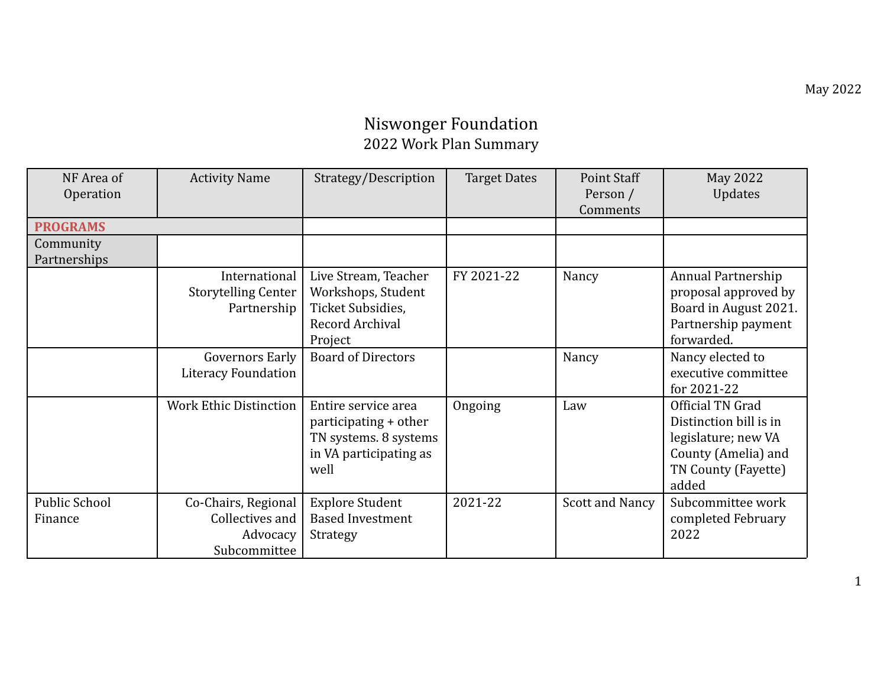May 2022

# Niswonger Foundation
## 2022 Work Plan Summary

| NF Area of Operation | Activity Name | Strategy/Description | Target Dates | Point Staff Person / Comments | May 2022 Updates |
|---|---|---|---|---|---|
| **PROGRAMS** | | | | | |
| Community Partnerships | | | | | |
| | International Storytelling Center Partnership | Live Stream, Teacher Workshops, Student Ticket Subsidies, Record Archival Project | FY 2021-22 | Nancy | Annual Partnership proposal approved by Board in August 2021. Partnership payment forwarded. |
| | Governors Early Literacy Foundation | Board of Directors | | Nancy | Nancy elected to executive committee for 2021-22 |
| | Work Ethic Distinction | Entire service area participating + other TN systems. 8 systems in VA participating as well | Ongoing | Law | Official TN Grad Distinction bill is in legislature; new VA County (Amelia) and TN County (Fayette) added |
| Public School Finance | Co-Chairs, Regional Collectives and Advocacy Subcommittee | Explore Student Based Investment Strategy | 2021-22 | Scott and Nancy | Subcommittee work completed February 2022 |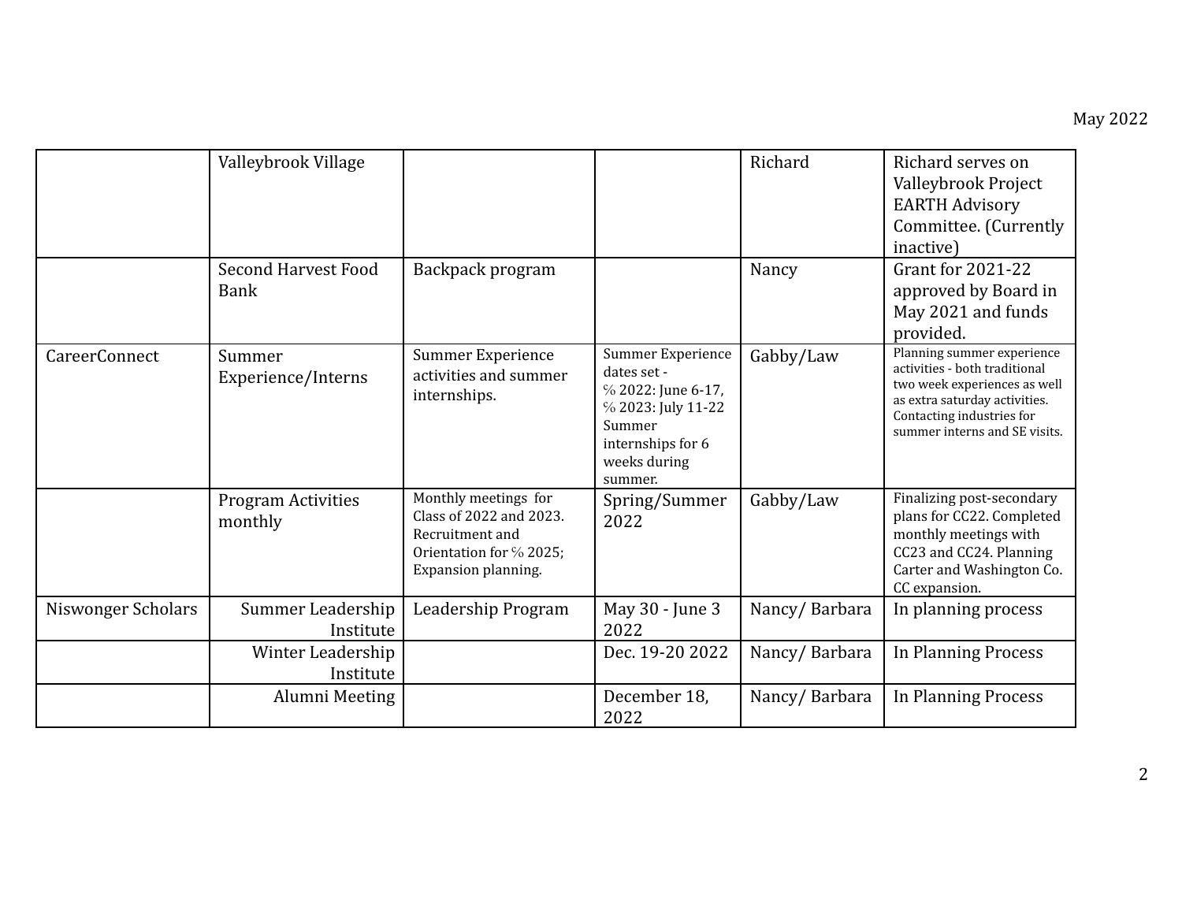May 2022

| | | | | | |
|---|---|---|---|---|---|
| | Valleybrook Village | | | Richard | Richard serves on Valleybrook Project EARTH Advisory Committee. (Currently inactive) |
| | Second Harvest Food Bank | Backpack program | | Nancy | Grant for 2021-22 approved by Board in May 2021 and funds provided. |
| CareerConnect | Summer Experience/Interns | Summer Experience activities and summer internships. | Summer Experience dates set - ℅ 2022: June 6-17, ℅ 2023: July 11-22 Summer internships for 6 weeks during summer. | Gabby/Law | Planning summer experience activities - both traditional two week experiences as well as extra saturday activities. Contacting industries for summer interns and SE visits. |
| | Program Activities monthly | Monthly meetings for Class of 2022 and 2023. Recruitment and Orientation for ℅ 2025; Expansion planning. | Spring/Summer 2022 | Gabby/Law | Finalizing post-secondary plans for CC22. Completed monthly meetings with CC23 and CC24. Planning Carter and Washington Co. CC expansion. |
| Niswonger Scholars | Summer Leadership Institute | Leadership Program | May 30 - June 3 2022 | Nancy/ Barbara | In planning process |
| | Winter Leadership Institute | | Dec. 19-20 2022 | Nancy/ Barbara | In Planning Process |
| | Alumni Meeting | | December 18, 2022 | Nancy/ Barbara | In Planning Process |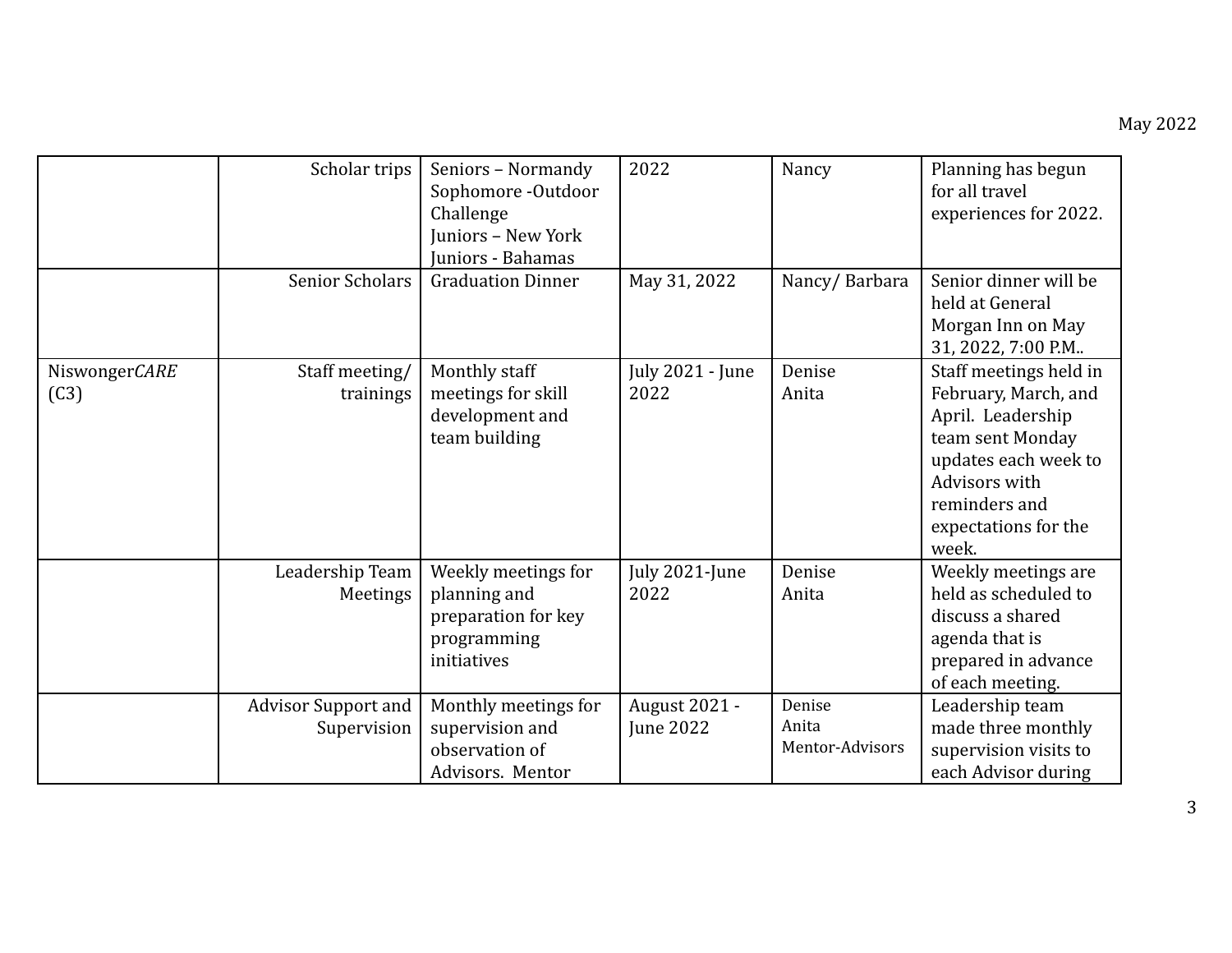May 2022

| | | | | | |
|---|---|---|---|---|---|
| | Scholar trips | Seniors – Normandy<br>Sophomore -Outdoor Challenge<br>Juniors – New York<br>Juniors - Bahamas | 2022 | Nancy | Planning has begun for all travel experiences for 2022. |
| | Senior Scholars | Graduation Dinner | May 31, 2022 | Nancy/ Barbara | Senior dinner will be held at General Morgan Inn on May 31, 2022, 7:00 P.M.. |
| Niswonger*CARE* (C3) | Staff meeting/ trainings | Monthly staff meetings for skill development and team building | July 2021 - June 2022 | Denise<br>Anita | Staff meetings held in February, March, and April. Leadership team sent Monday updates each week to Advisors with reminders and expectations for the week. |
| | Leadership Team Meetings | Weekly meetings for planning and preparation for key programming initiatives | July 2021-June 2022 | Denise<br>Anita | Weekly meetings are held as scheduled to discuss a shared agenda that is prepared in advance of each meeting. |
| | Advisor Support and Supervision | Monthly meetings for supervision and observation of Advisors. Mentor | August 2021 - June 2022 | Denise<br>Anita<br>Mentor-Advisors | Leadership team made three monthly supervision visits to each Advisor during |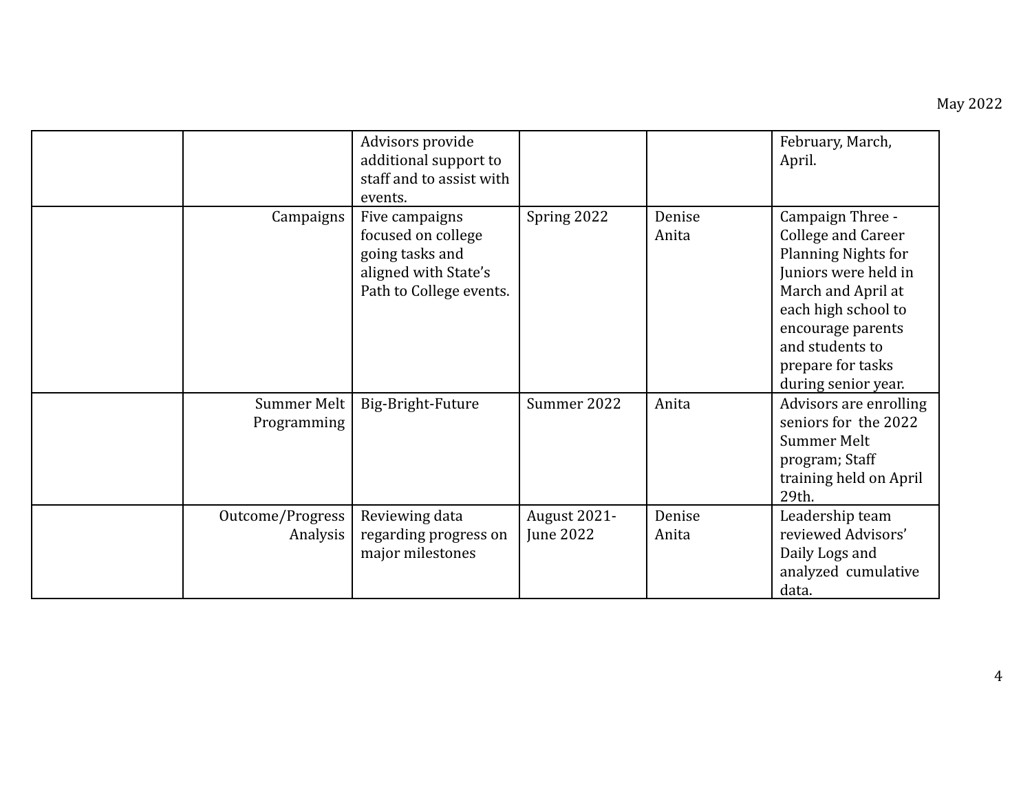| | | | | | |
|---|---|---|---|---|---|
| | | Advisors provide additional support to staff and to assist with events. | | | February, March, April. |
| | Campaigns | Five campaigns focused on college going tasks and aligned with State's Path to College events. | Spring 2022 | Denise Anita | Campaign Three - College and Career Planning Nights for Juniors were held in March and April at each high school to encourage parents and students to prepare for tasks during senior year. |
| | Summer Melt Programming | Big-Bright-Future | Summer 2022 | Anita | Advisors are enrolling seniors for the 2022 Summer Melt program; Staff training held on April 29th. |
| | Outcome/Progress Analysis | Reviewing data regarding progress on major milestones | August 2021- June 2022 | Denise Anita | Leadership team reviewed Advisors' Daily Logs and analyzed cumulative data. |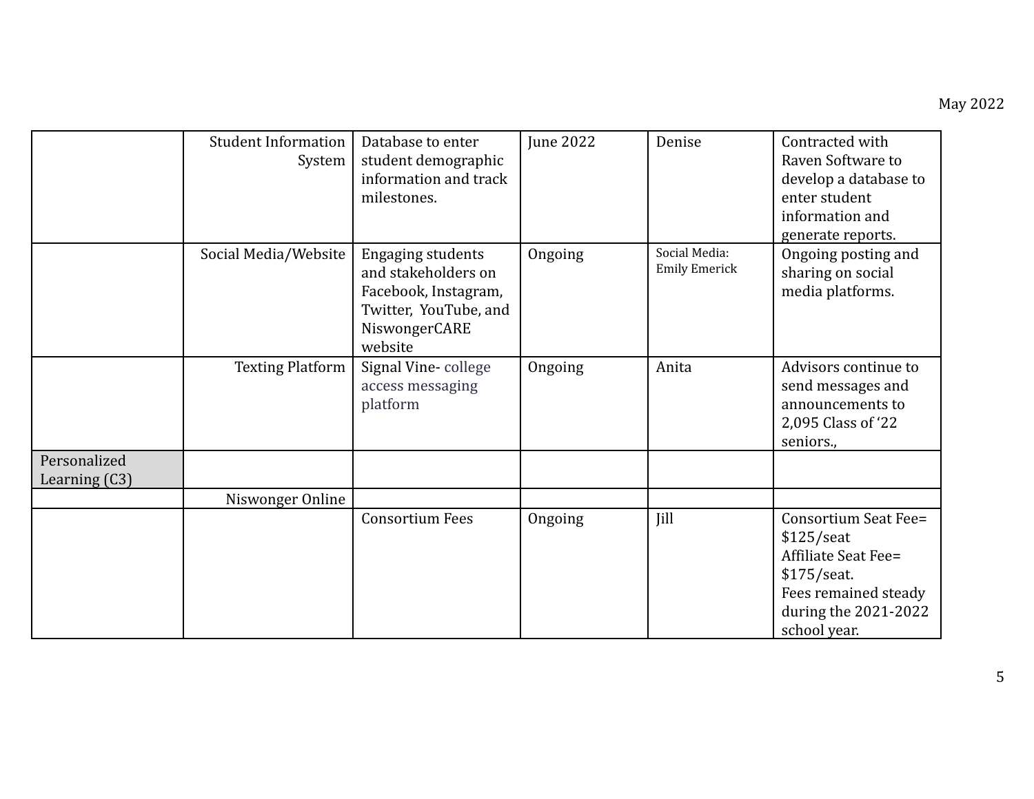| | | | | | |
|---|---|---|---|---|---|
| | Student Information System | Database to enter student demographic information and track milestones. | June 2022 | Denise | Contracted with Raven Software to develop a database to enter student information and generate reports. |
| | Social Media/Website | Engaging students and stakeholders on Facebook, Instagram, Twitter, YouTube, and NiswongerCARE website | Ongoing | Social Media: Emily Emerick | Ongoing posting and sharing on social media platforms. |
| | Texting Platform | Signal Vine- college access messaging platform | Ongoing | Anita | Advisors continue to send messages and announcements to 2,095 Class of '22 seniors., |
| Personalized Learning (C3) | | | | | |
| | Niswonger Online | | | | |
| | | Consortium Fees | Ongoing | Jill | Consortium Seat Fee= $125/seat<br>Affiliate Seat Fee= $175/seat.<br>Fees remained steady during the 2021-2022 school year. |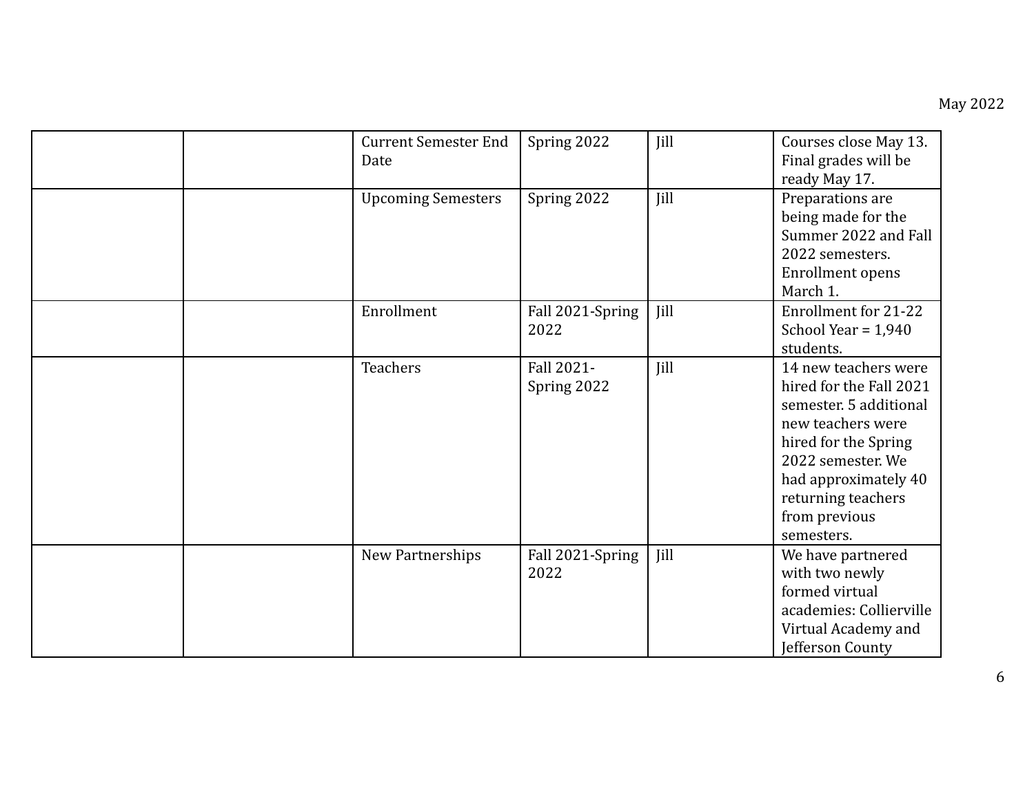| | | | | | |
|---|---|---|---|---|---|
| | | Current Semester End Date | Spring 2022 | Jill | Courses close May 13. Final grades will be ready May 17. |
| | | Upcoming Semesters | Spring 2022 | Jill | Preparations are being made for the Summer 2022 and Fall 2022 semesters. Enrollment opens March 1. |
| | | Enrollment | Fall 2021-Spring 2022 | Jill | Enrollment for 21-22 School Year = 1,940 students. |
| | | Teachers | Fall 2021-Spring 2022 | Jill | 14 new teachers were hired for the Fall 2021 semester. 5 additional new teachers were hired for the Spring 2022 semester. We had approximately 40 returning teachers from previous semesters. |
| | | New Partnerships | Fall 2021-Spring 2022 | Jill | We have partnered with two newly formed virtual academies: Collierville Virtual Academy and Jefferson County |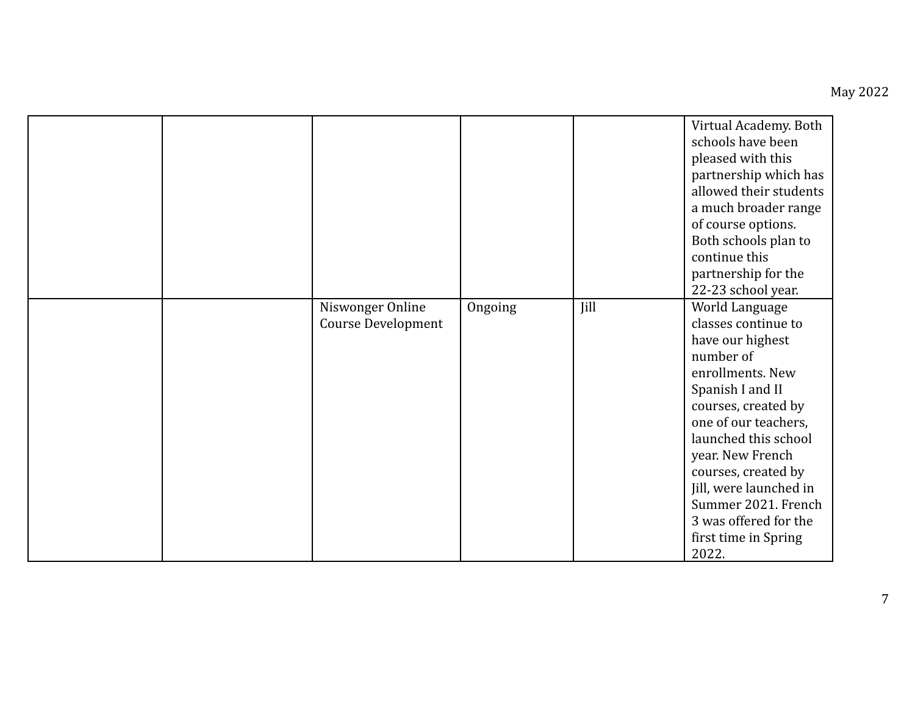| | | | | | |
|---|---|---|---|---|---|
| | | | | | Virtual Academy. Both schools have been pleased with this partnership which has allowed their students a much broader range of course options. Both schools plan to continue this partnership for the 22-23 school year. |
| | | Niswonger Online Course Development | Ongoing | Jill | World Language classes continue to have our highest number of enrollments. New Spanish I and II courses, created by one of our teachers, launched this school year. New French courses, created by Jill, were launched in Summer 2021. French 3 was offered for the first time in Spring 2022. |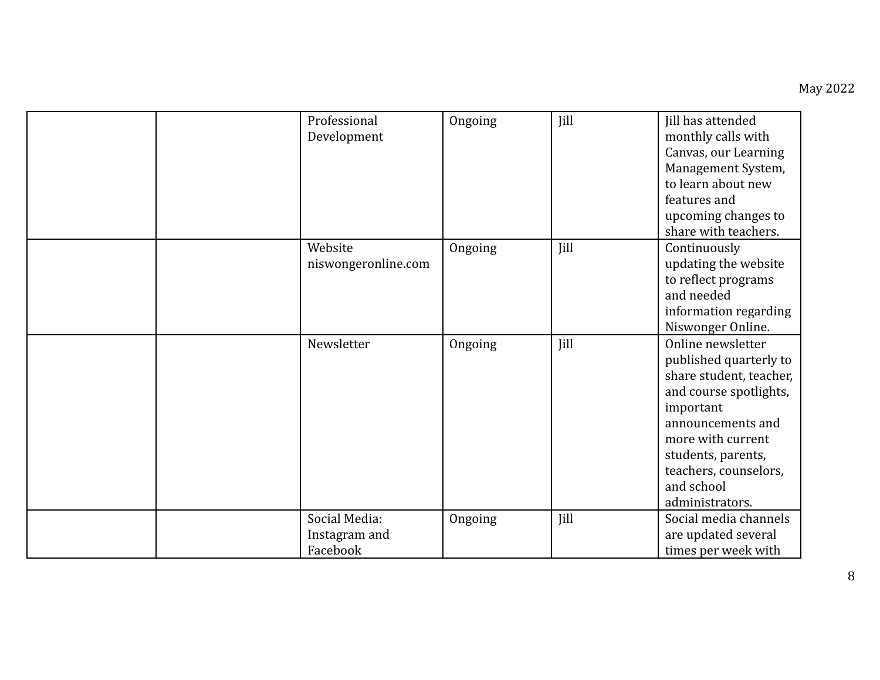| | | | | | |
|---|---|---|---|---|---|
| | | Professional Development | Ongoing | Jill | Jill has attended monthly calls with Canvas, our Learning Management System, to learn about new features and upcoming changes to share with teachers. |
| | | Website niswongeronline.com | Ongoing | Jill | Continuously updating the website to reflect programs and needed information regarding Niswonger Online. |
| | | Newsletter | Ongoing | Jill | Online newsletter published quarterly to share student, teacher, and course spotlights, important announcements and more with current students, parents, teachers, counselors, and school administrators. |
| | | Social Media: Instagram and Facebook | Ongoing | Jill | Social media channels are updated several times per week with |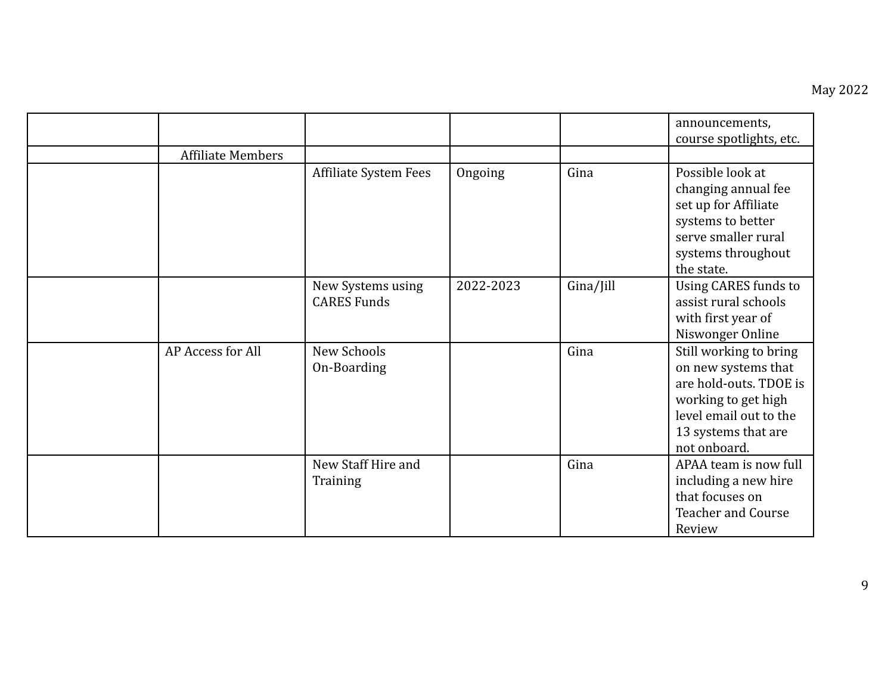| | | | | | |
|---|---|---|---|---|---|
| | | | | | announcements, course spotlights, etc. |
| | Affiliate Members | | | | |
| | | Affiliate System Fees | Ongoing | Gina | Possible look at changing annual fee set up for Affiliate systems to better serve smaller rural systems throughout the state. |
| | | New Systems using CARES Funds | 2022-2023 | Gina/Jill | Using CARES funds to assist rural schools with first year of Niswonger Online |
| | AP Access for All | New Schools On-Boarding | | Gina | Still working to bring on new systems that are hold-outs. TDOE is working to get high level email out to the 13 systems that are not onboard. |
| | | New Staff Hire and Training | | Gina | APAA team is now full including a new hire that focuses on Teacher and Course Review |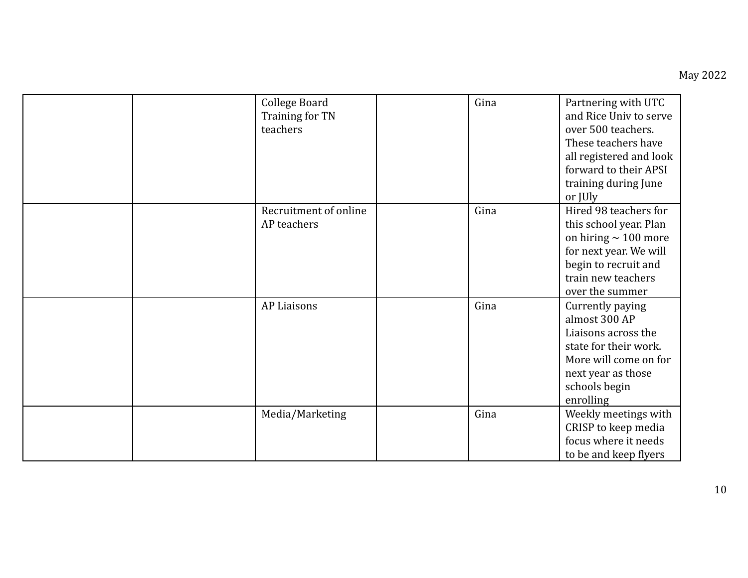| | | | | | |
|---|---|---|---|---|---|
| | | College Board Training for TN teachers | | Gina | Partnering with UTC and Rice Univ to serve over 500 teachers. These teachers have all registered and look forward to their APSI training during June or JUly |
| | | Recruitment of online AP teachers | | Gina | Hired 98 teachers for this school year. Plan on hiring ~ 100 more for next year. We will begin to recruit and train new teachers over the summer |
| | | AP Liaisons | | Gina | Currently paying almost 300 AP Liaisons across the state for their work. More will come on for next year as those schools begin enrolling |
| | | Media/Marketing | | Gina | Weekly meetings with CRISP to keep media focus where it needs to be and keep flyers |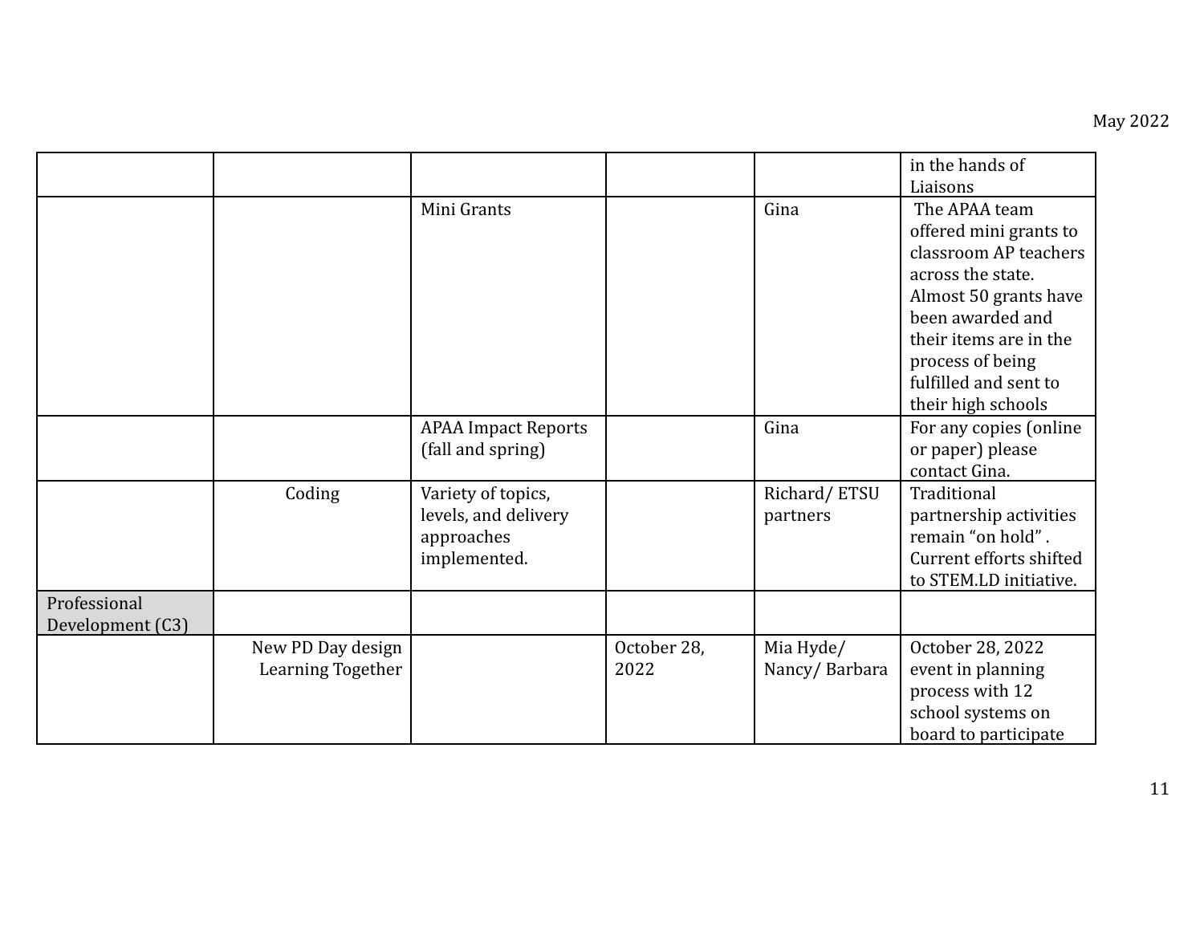| | | | | | |
|---|---|---|---|---|---|
| | | | | | in the hands of Liaisons |
| | | Mini Grants | | Gina | The APAA team offered mini grants to classroom AP teachers across the state. Almost 50 grants have been awarded and their items are in the process of being fulfilled and sent to their high schools |
| | | APAA Impact Reports (fall and spring) | | Gina | For any copies (online or paper) please contact Gina. |
| | Coding | Variety of topics, levels, and delivery approaches implemented. | | Richard/ ETSU partners | Traditional partnership activities remain "on hold" . Current efforts shifted to STEM.LD initiative. |
| Professional Development (C3) | | | | | |
| | New PD Day design Learning Together | | October 28, 2022 | Mia Hyde/ Nancy/ Barbara | October 28, 2022 event in planning process with 12 school systems on board to participate |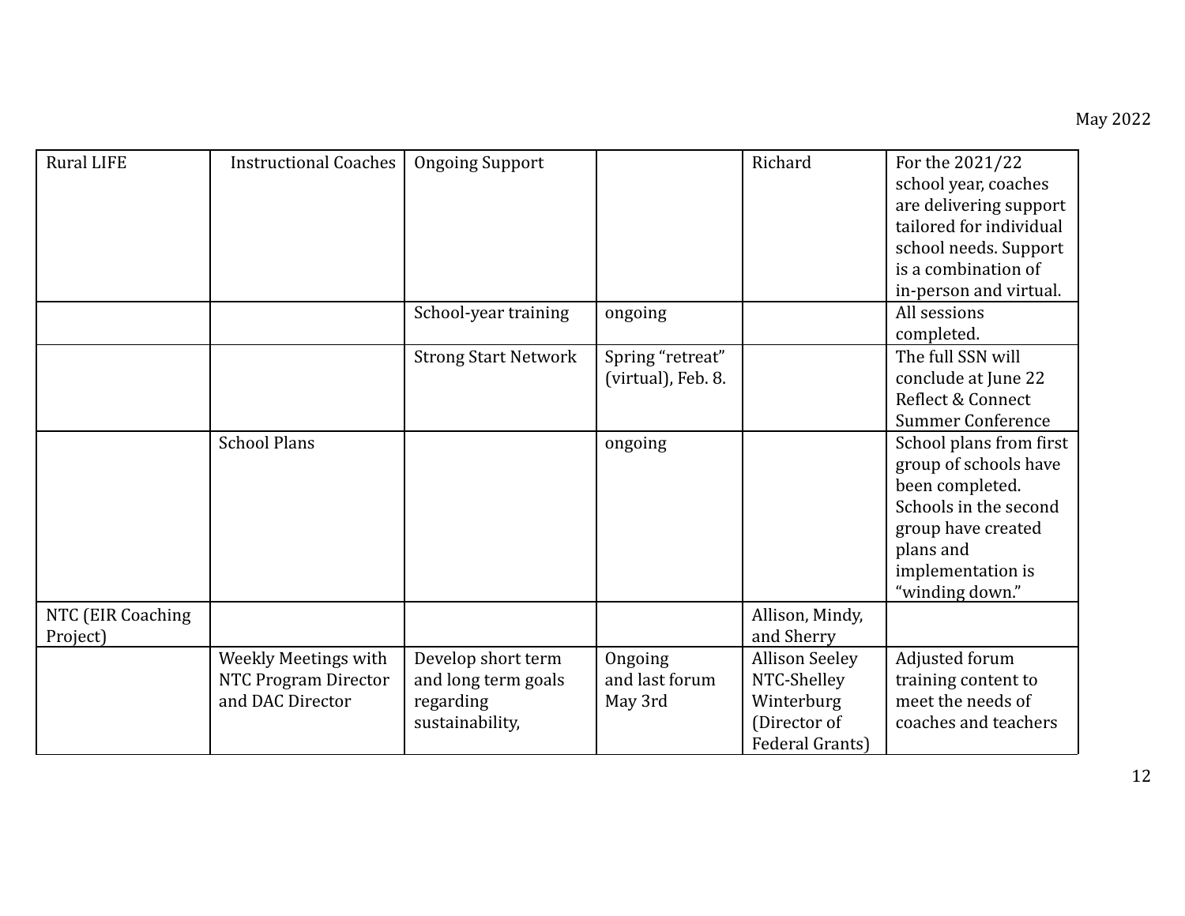| Rural LIFE | Instructional Coaches | Ongoing Support | | Richard | For the 2021/22 school year, coaches are delivering support tailored for individual school needs. Support is a combination of in-person and virtual. |
|---|---|---|---|---|---|
| | | School-year training | ongoing | | All sessions completed. |
| | | Strong Start Network | Spring "retreat" (virtual), Feb. 8. | | The full SSN will conclude at June 22 Reflect & Connect Summer Conference |
| | School Plans | | ongoing | | School plans from first group of schools have been completed. Schools in the second group have created plans and implementation is "winding down." |
| NTC (EIR Coaching Project) | | | | Allison, Mindy, and Sherry | |
| | Weekly Meetings with NTC Program Director and DAC Director | Develop short term and long term goals regarding sustainability, | Ongoing and last forum May 3rd | Allison Seeley NTC-Shelley Winterburg (Director of Federal Grants) | Adjusted forum training content to meet the needs of coaches and teachers |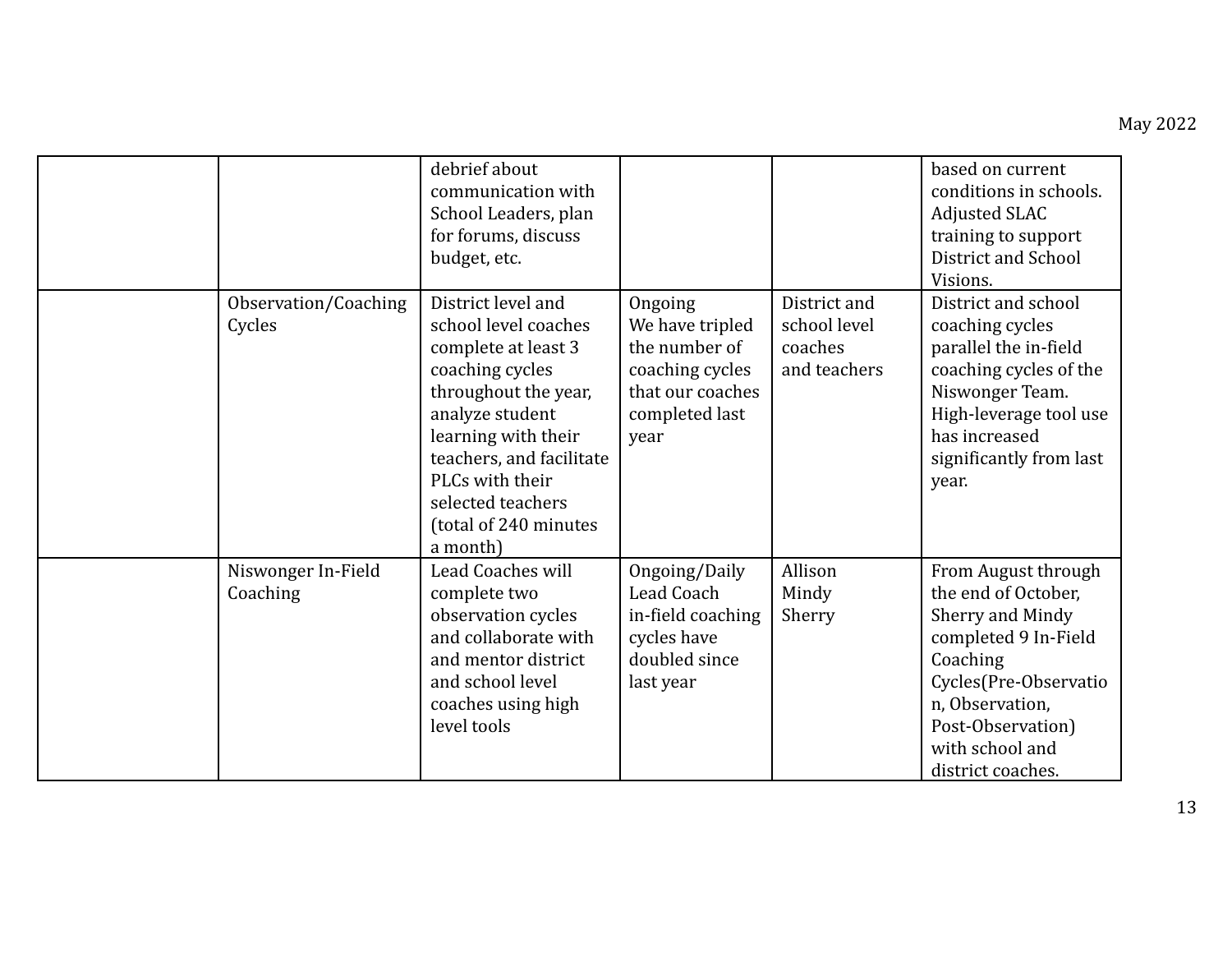| | | | | | |
|---|---|---|---|---|---|
| | | debrief about communication with School Leaders, plan for forums, discuss budget, etc. | | | based on current conditions in schools. Adjusted SLAC training to support District and School Visions. |
| | Observation/Coaching Cycles | District level and school level coaches complete at least 3 coaching cycles throughout the year, analyze student learning with their teachers, and facilitate PLCs with their selected teachers (total of 240 minutes a month) | Ongoing<br>We have tripled the number of coaching cycles that our coaches completed last year | District and school level coaches and teachers | District and school coaching cycles parallel the in-field coaching cycles of the Niswonger Team. High-leverage tool use has increased significantly from last year. |
| | Niswonger In-Field Coaching | Lead Coaches will complete two observation cycles and collaborate with and mentor district and school level coaches using high level tools | Ongoing/Daily<br>Lead Coach in-field coaching cycles have doubled since last year | Allison<br>Mindy<br>Sherry | From August through the end of October, Sherry and Mindy completed 9 In-Field Coaching Cycles(Pre-Observation, Observation, Post-Observation) with school and district coaches. |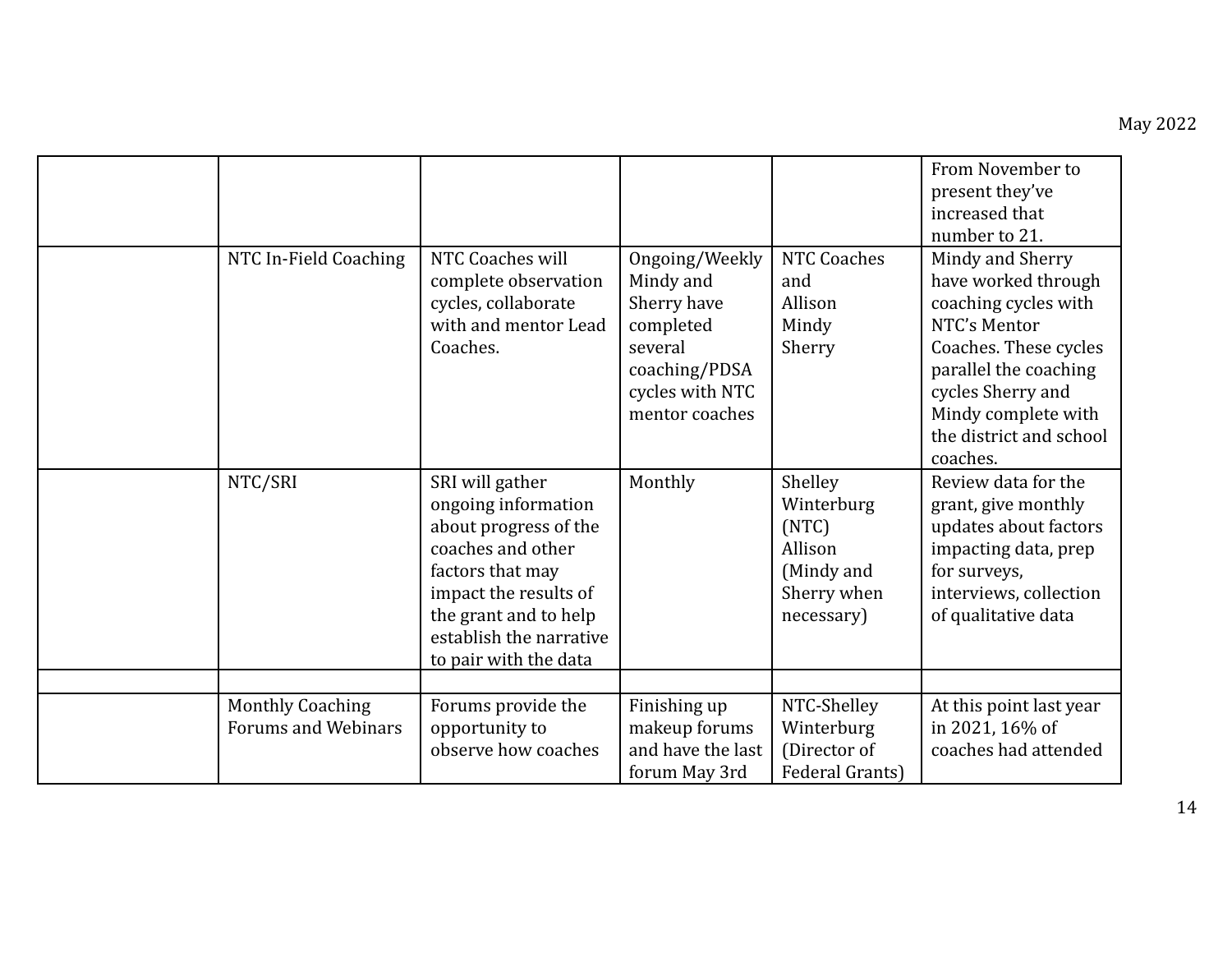| | | | | | |
|---|---|---|---|---|---|
| | | | | | From November to present they've increased that number to 21. |
| | NTC In-Field Coaching | NTC Coaches will complete observation cycles, collaborate with and mentor Lead Coaches. | Ongoing/Weekly Mindy and Sherry have completed several coaching/PDSA cycles with NTC mentor coaches | NTC Coaches and Allison Mindy Sherry | Mindy and Sherry have worked through coaching cycles with NTC's Mentor Coaches. These cycles parallel the coaching cycles Sherry and Mindy complete with the district and school coaches. |
| | NTC/SRI | SRI will gather ongoing information about progress of the coaches and other factors that may impact the results of the grant and to help establish the narrative to pair with the data | Monthly | Shelley Winterburg (NTC) Allison (Mindy and Sherry when necessary) | Review data for the grant, give monthly updates about factors impacting data, prep for surveys, interviews, collection of qualitative data |
| | | | | | |
| | Monthly Coaching Forums and Webinars | Forums provide the opportunity to observe how coaches | Finishing up makeup forums and have the last forum May 3rd | NTC-Shelley Winterburg (Director of Federal Grants) | At this point last year in 2021, 16% of coaches had attended |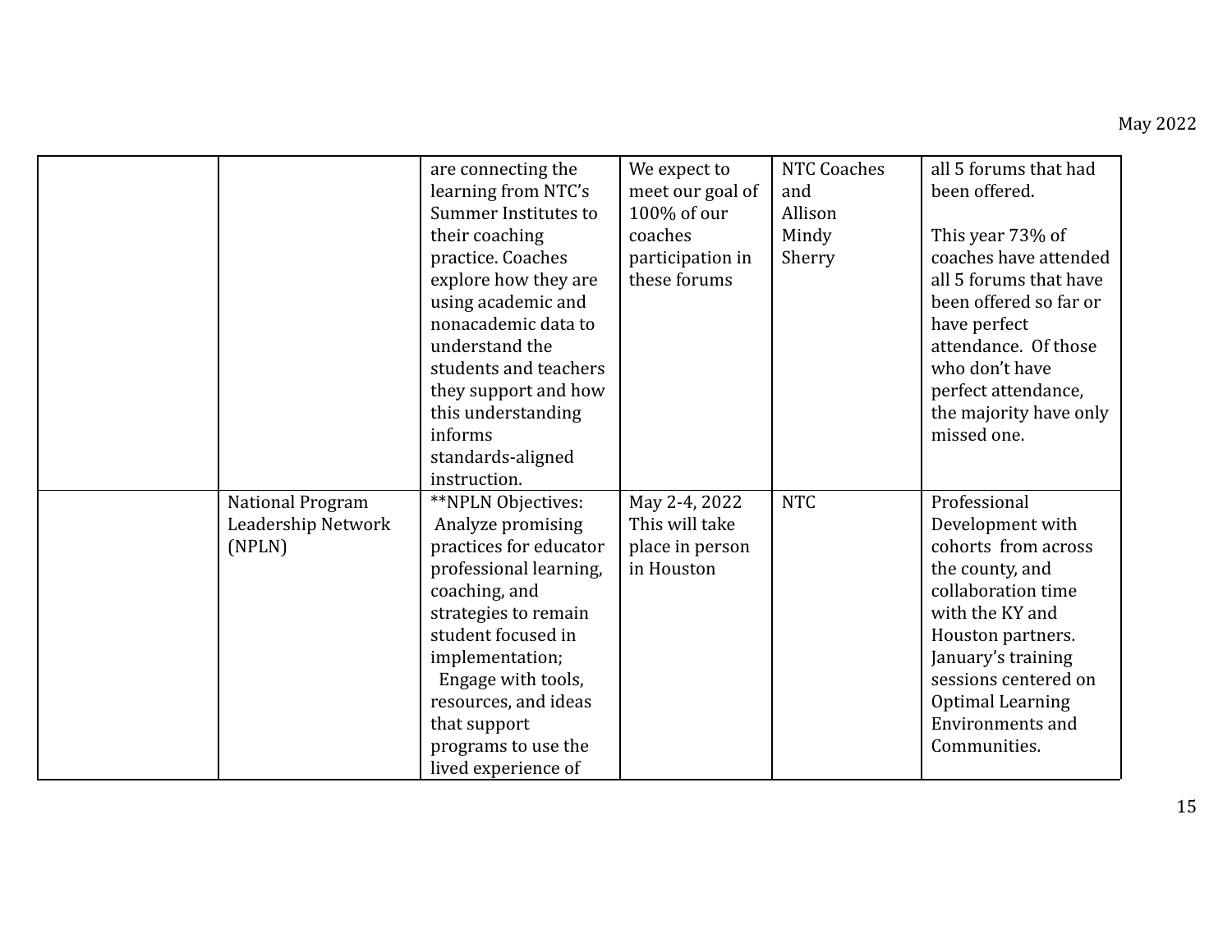| | | | | | |
|---|---|---|---|---|---|
| | | are connecting the learning from NTC's Summer Institutes to their coaching practice. Coaches explore how they are using academic and nonacademic data to understand the students and teachers they support and how this understanding informs standards-aligned instruction. | We expect to meet our goal of 100% of our coaches participation in these forums | NTC Coaches and Allison Mindy Sherry | all 5 forums that had been offered.<br><br>This year 73% of coaches have attended all 5 forums that have been offered so far or have perfect attendance. Of those who don't have perfect attendance, the majority have only missed one. |
| | National Program Leadership Network (NPLN) | **NPLN Objectives: Analyze promising practices for educator professional learning, coaching, and strategies to remain student focused in implementation; Engage with tools, resources, and ideas that support programs to use the lived experience of | May 2-4, 2022 This will take place in person in Houston | NTC | Professional Development with cohorts from across the county, and collaboration time with the KY and Houston partners. January's training sessions centered on Optimal Learning Environments and Communities. |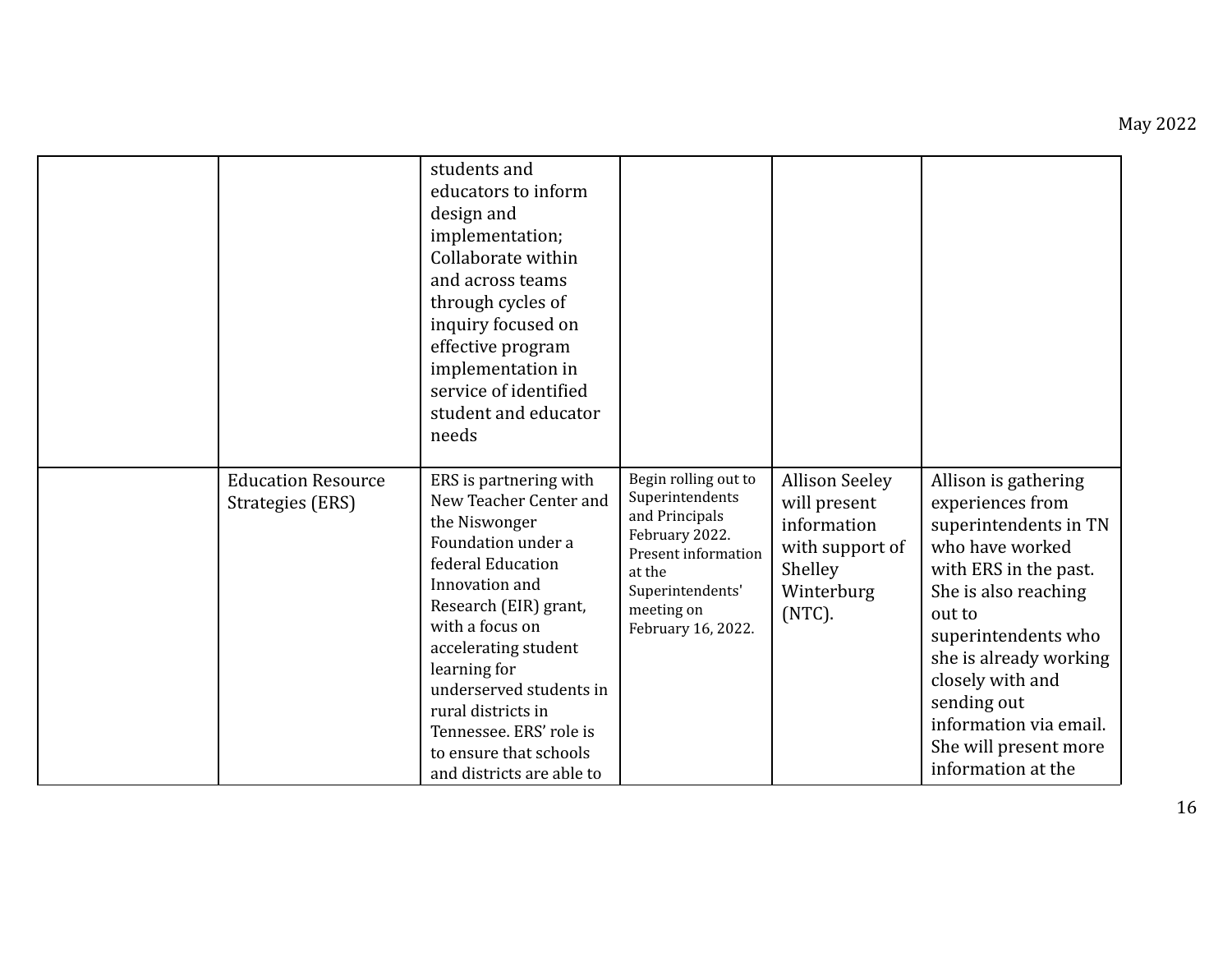| | | | | | |
|---|---|---|---|---|---|
| | | students and educators to inform design and implementation; Collaborate within and across teams through cycles of inquiry focused on effective program implementation in service of identified student and educator needs | | | |
| | Education Resource Strategies (ERS) | ERS is partnering with New Teacher Center and the Niswonger Foundation under a federal Education Innovation and Research (EIR) grant, with a focus on accelerating student learning for underserved students in rural districts in Tennessee. ERS' role is to ensure that schools and districts are able to | Begin rolling out to Superintendents and Principals February 2022. Present information at the Superintendents' meeting on February 16, 2022. | Allison Seeley will present information with support of Shelley Winterburg (NTC). | Allison is gathering experiences from superintendents in TN who have worked with ERS in the past. She is also reaching out to superintendents who she is already working closely with and sending out information via email. She will present more information at the |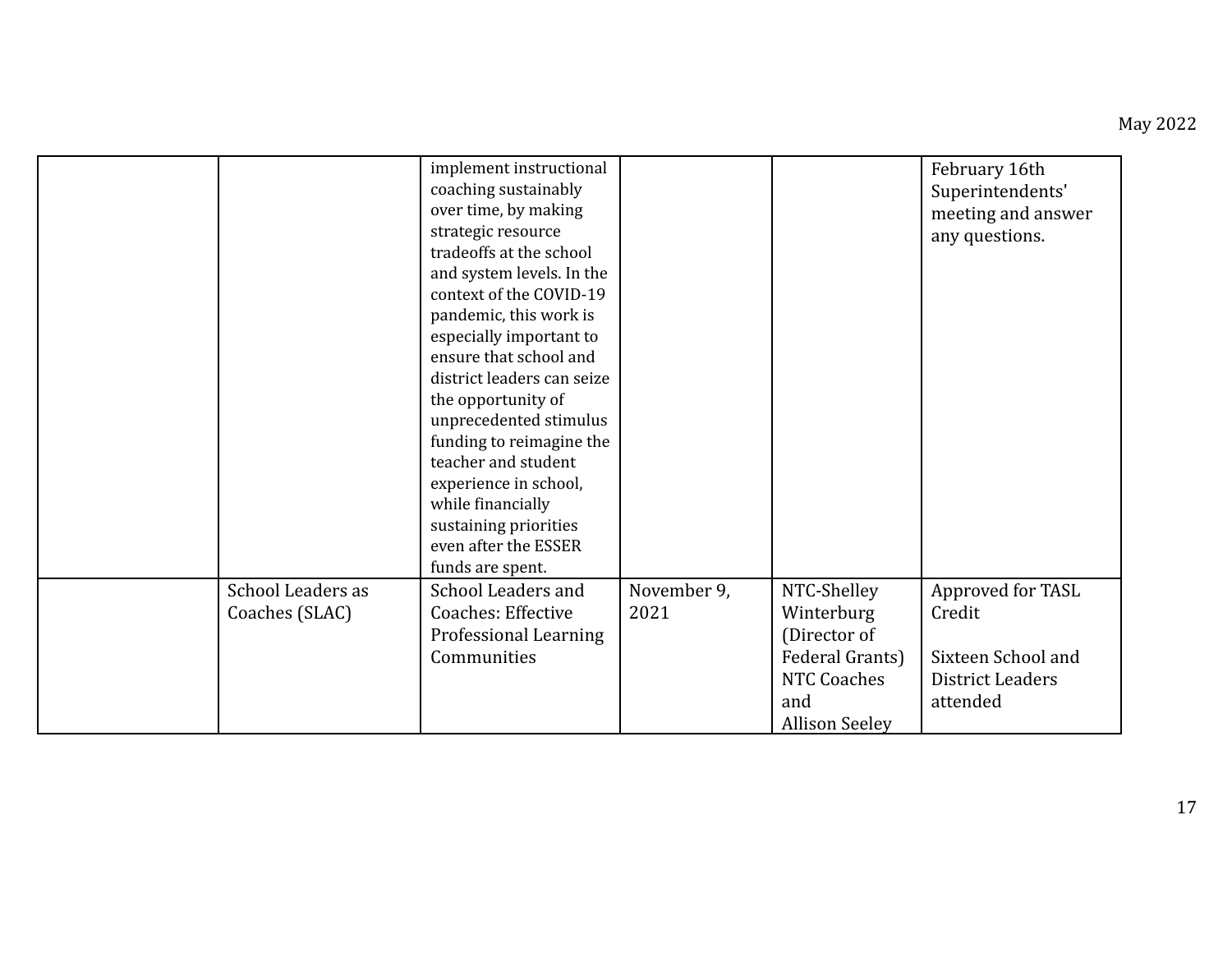| | | | | | |
|---|---|---|---|---|---|
| | | implement instructional coaching sustainably over time, by making strategic resource tradeoffs at the school and system levels. In the context of the COVID-19 pandemic, this work is especially important to ensure that school and district leaders can seize the opportunity of unprecedented stimulus funding to reimagine the teacher and student experience in school, while financially sustaining priorities even after the ESSER funds are spent. | | | February 16th Superintendents' meeting and answer any questions. |
| | School Leaders as Coaches (SLAC) | School Leaders and Coaches: Effective Professional Learning Communities | November 9, 2021 | NTC-Shelley Winterburg (Director of Federal Grants) NTC Coaches and Allison Seeley | Approved for TASL Credit<br><br>Sixteen School and District Leaders attended |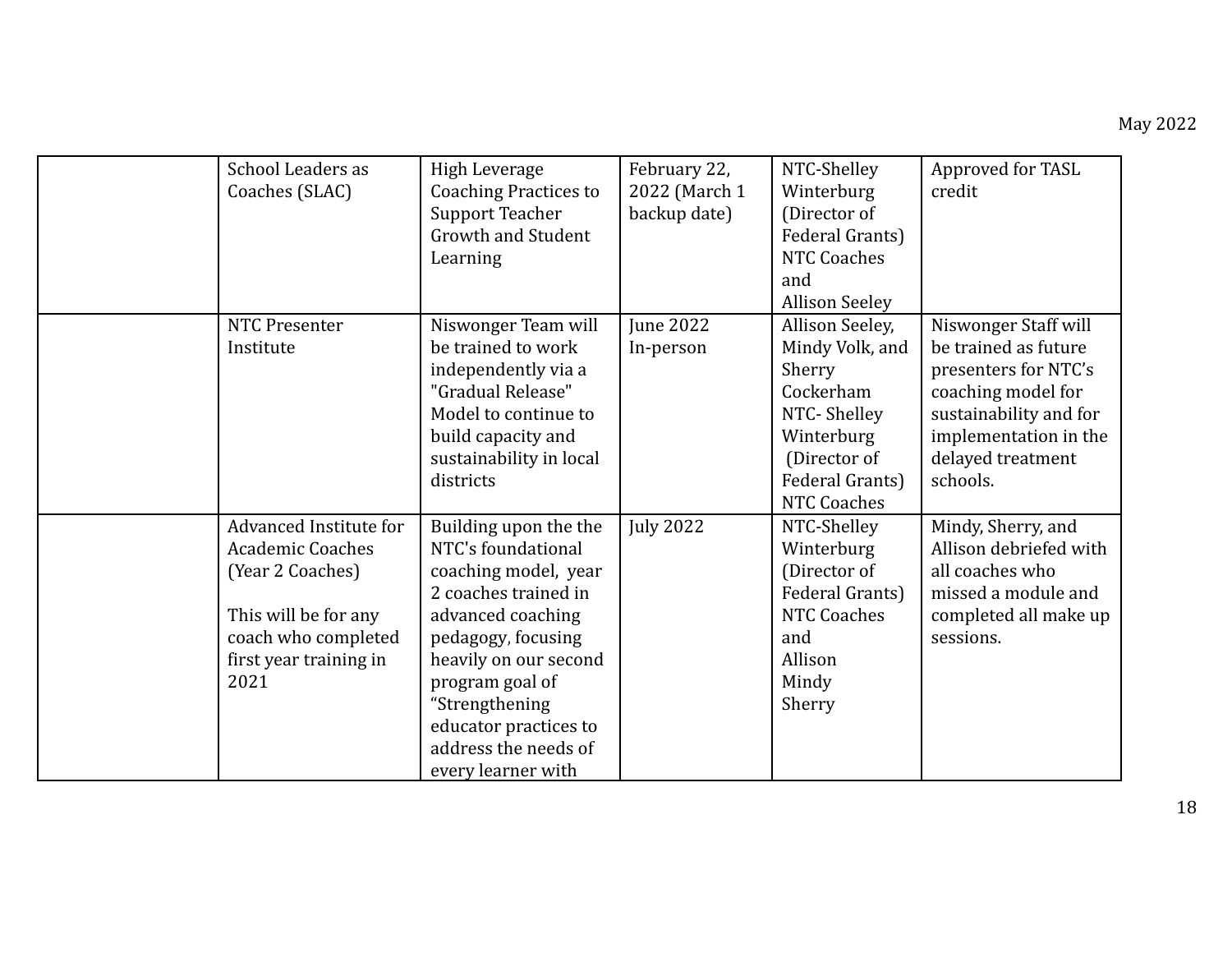| | | | | | |
|---|---|---|---|---|---|
| | School Leaders as Coaches (SLAC) | High Leverage Coaching Practices to Support Teacher Growth and Student Learning | February 22, 2022 (March 1 backup date) | NTC-Shelley Winterburg (Director of Federal Grants) NTC Coaches and Allison Seeley | Approved for TASL credit |
| | NTC Presenter Institute | Niswonger Team will be trained to work independently via a "Gradual Release" Model to continue to build capacity and sustainability in local districts | June 2022 In-person | Allison Seeley, Mindy Volk, and Sherry Cockerham NTC- Shelley Winterburg (Director of Federal Grants) NTC Coaches | Niswonger Staff will be trained as future presenters for NTC's coaching model for sustainability and for implementation in the delayed treatment schools. |
| | Advanced Institute for Academic Coaches (Year 2 Coaches)<br><br>This will be for any coach who completed first year training in 2021 | Building upon the the NTC's foundational coaching model, year 2 coaches trained in advanced coaching pedagogy, focusing heavily on our second program goal of "Strengthening educator practices to address the needs of every learner with | July 2022 | NTC-Shelley Winterburg (Director of Federal Grants) NTC Coaches and Allison Mindy Sherry | Mindy, Sherry, and Allison debriefed with all coaches who missed a module and completed all make up sessions. |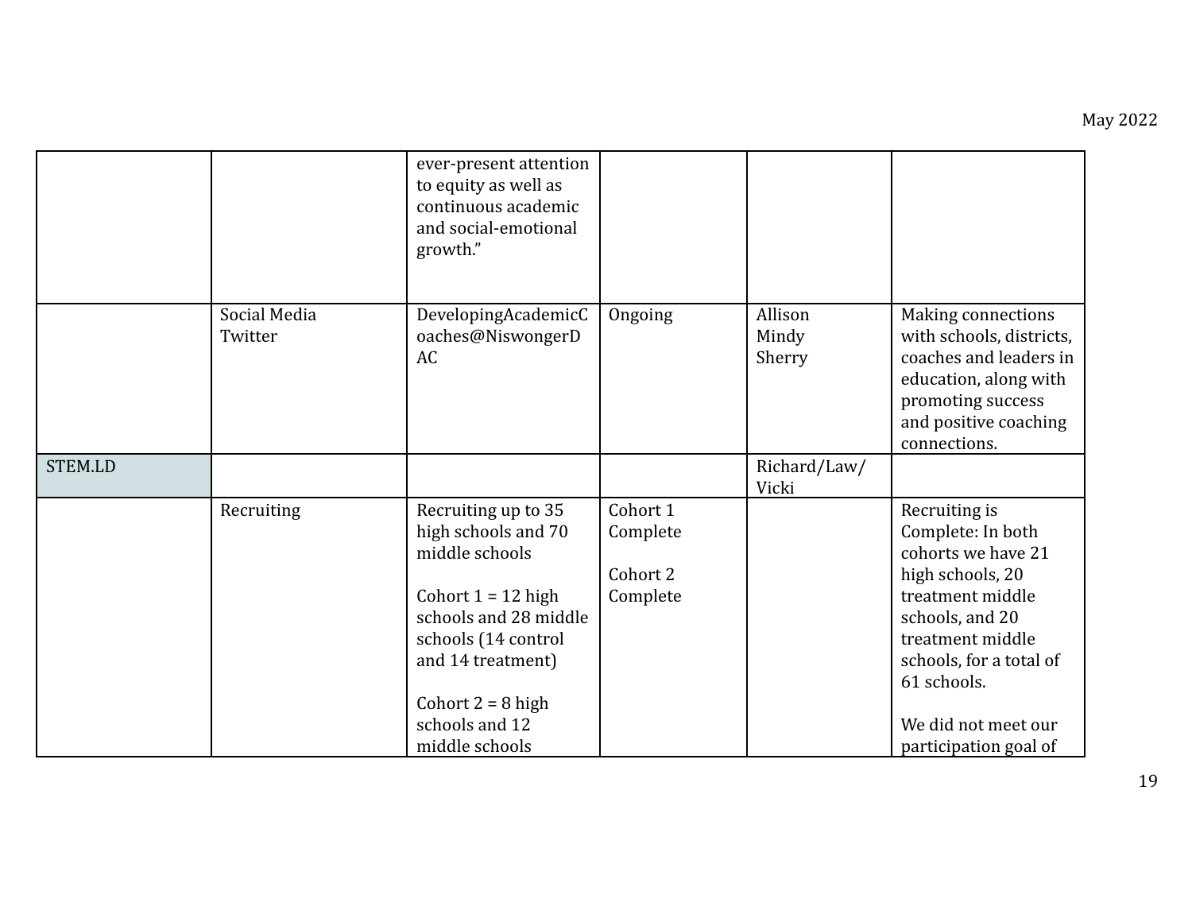| | | | | | |
|---|---|---|---|---|---|
| | | ever-present attention to equity as well as continuous academic and social-emotional growth.” | | | |
| | Social Media Twitter | DevelopingAcademicCoaches@NiswongerDAC | Ongoing | Allison Mindy Sherry | Making connections with schools, districts, coaches and leaders in education, along with promoting success and positive coaching connections. |
| STEM.LD | | | | Richard/Law/ Vicki | |
| | Recruiting | Recruiting up to 35 high schools and 70 middle schools<br><br>Cohort 1 = 12 high schools and 28 middle schools (14 control and 14 treatment)<br><br>Cohort 2 = 8 high schools and 12 middle schools | Cohort 1 Complete<br><br>Cohort 2 Complete | | Recruiting is Complete: In both cohorts we have 21 high schools, 20 treatment middle schools, and 20 treatment middle schools, for a total of 61 schools.<br><br>We did not meet our participation goal of |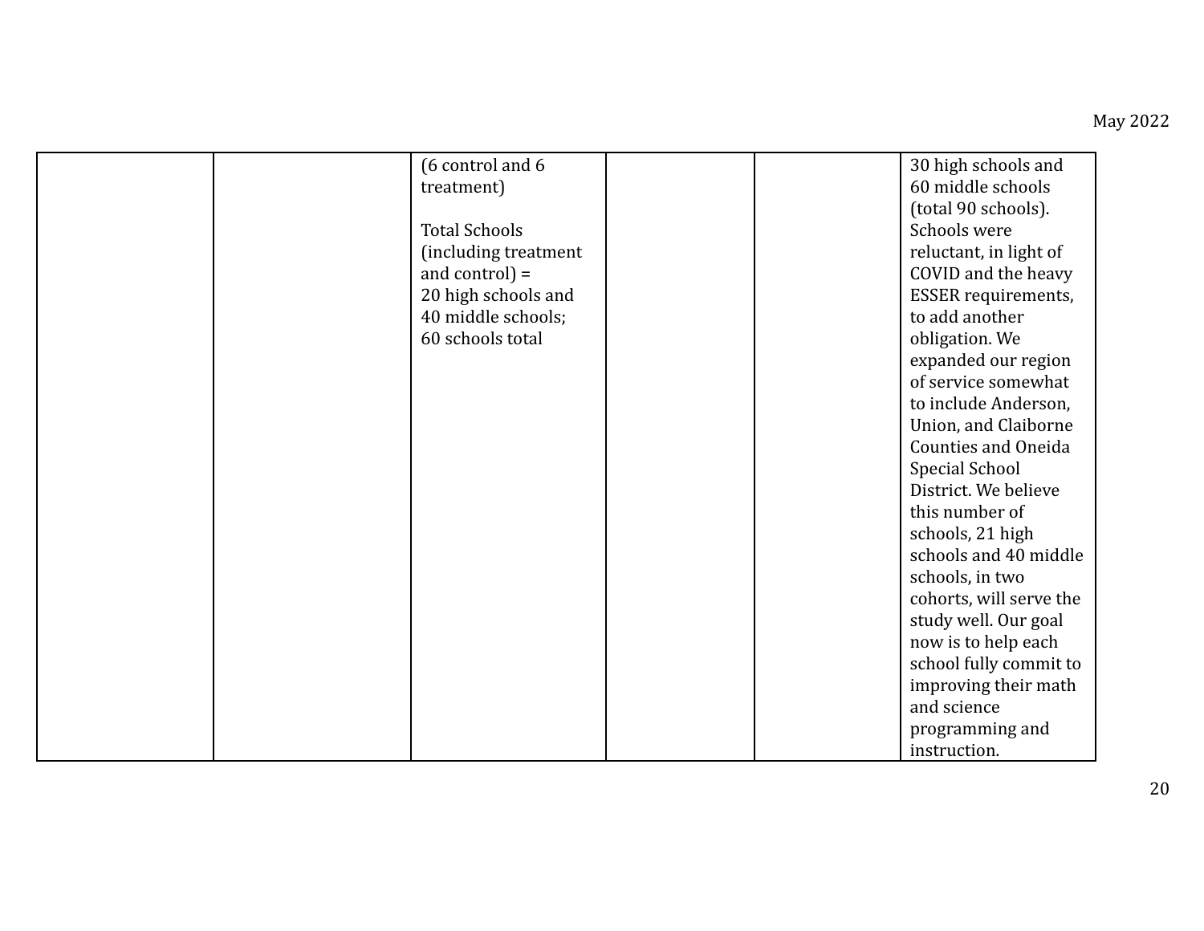| | | | | | |
|---|---|---|---|---|---|
| | | (6 control and 6 treatment)<br><br>Total Schools (including treatment and control) = 20 high schools and 40 middle schools; 60 schools total | | | 30 high schools and 60 middle schools (total 90 schools). Schools were reluctant, in light of COVID and the heavy ESSER requirements, to add another obligation. We expanded our region of service somewhat to include Anderson, Union, and Claiborne Counties and Oneida Special School District. We believe this number of schools, 21 high schools and 40 middle schools, in two cohorts, will serve the study well. Our goal now is to help each school fully commit to improving their math and science programming and instruction. |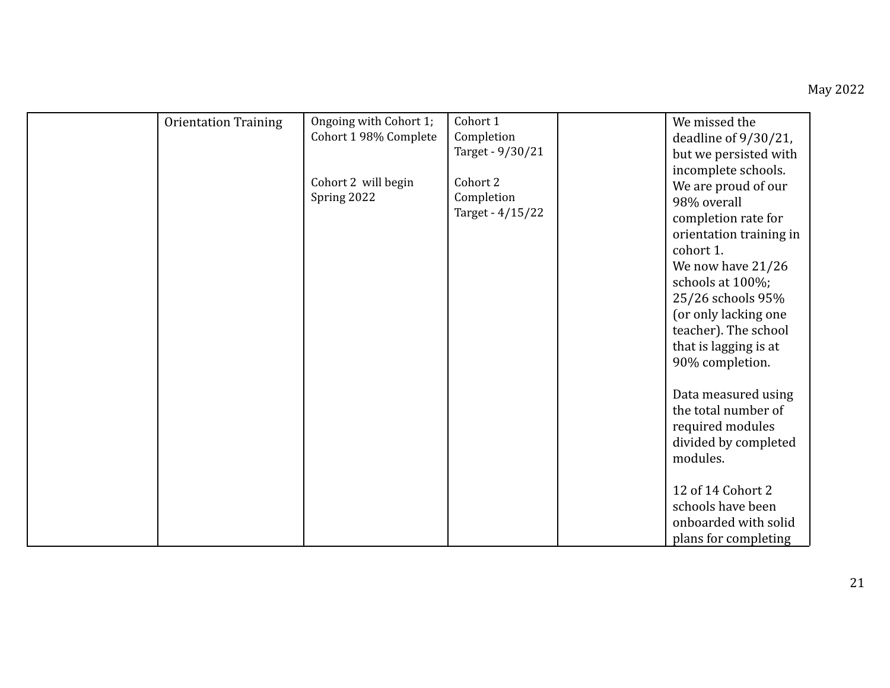| | | | | | |
|---|---|---|---|---|---|
| | Orientation Training | Ongoing with Cohort 1; Cohort 1 98% Complete<br><br>Cohort 2 will begin Spring 2022 | Cohort 1 Completion Target - 9/30/21<br><br>Cohort 2 Completion Target - 4/15/22 | | We missed the deadline of 9/30/21, but we persisted with incomplete schools. We are proud of our 98% overall completion rate for orientation training in cohort 1.<br>We now have 21/26 schools at 100%; 25/26 schools 95% (or only lacking one teacher). The school that is lagging is at 90% completion.<br><br>Data measured using the total number of required modules divided by completed modules.<br><br>12 of 14 Cohort 2 schools have been onboarded with solid plans for completing |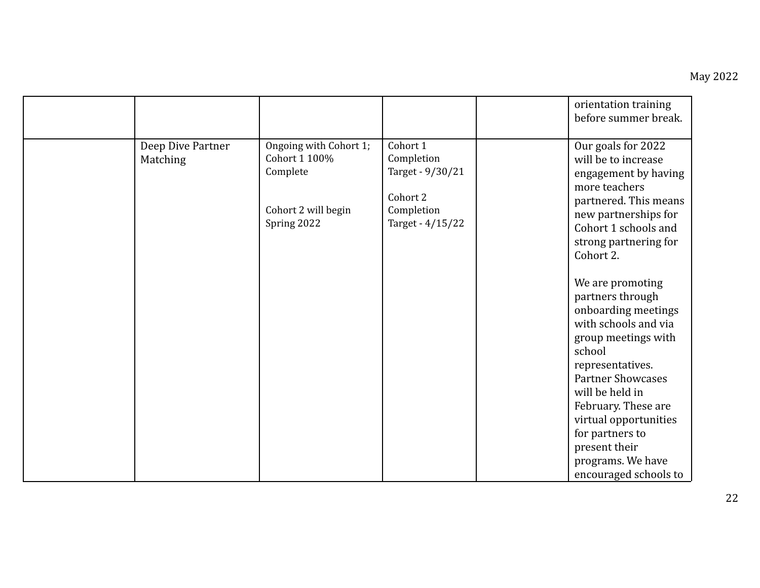| | | | | | |
|---|---|---|---|---|---|
| | | | | | orientation training before summer break. |
| | Deep Dive Partner Matching | Ongoing with Cohort 1; Cohort 1 100% Complete<br><br>Cohort 2 will begin Spring 2022 | Cohort 1 Completion Target - 9/30/21<br><br>Cohort 2 Completion Target - 4/15/22 | | Our goals for 2022 will be to increase engagement by having more teachers partnered. This means new partnerships for Cohort 1 schools and strong partnering for Cohort 2.<br><br>We are promoting partners through onboarding meetings with schools and via group meetings with school representatives. Partner Showcases will be held in February. These are virtual opportunities for partners to present their programs. We have encouraged schools to |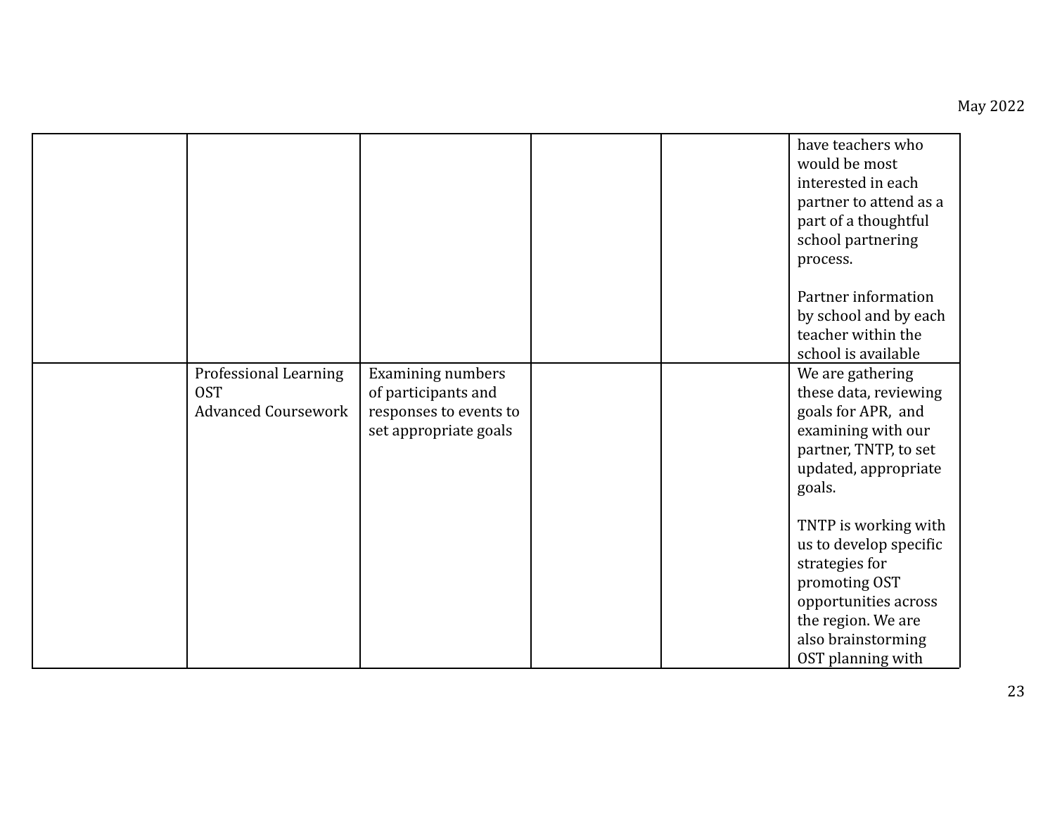| | | | | | |
|---|---|---|---|---|---|
| | | | | | have teachers who would be most interested in each partner to attend as a part of a thoughtful school partnering process.<br><br>Partner information by school and by each teacher within the school is available |
| | Professional Learning<br>OST<br>Advanced Coursework | Examining numbers of participants and responses to events to set appropriate goals | | | We are gathering these data, reviewing goals for APR, and examining with our partner, TNTP, to set updated, appropriate goals.<br><br>TNTP is working with us to develop specific strategies for promoting OST opportunities across the region. We are also brainstorming OST planning with |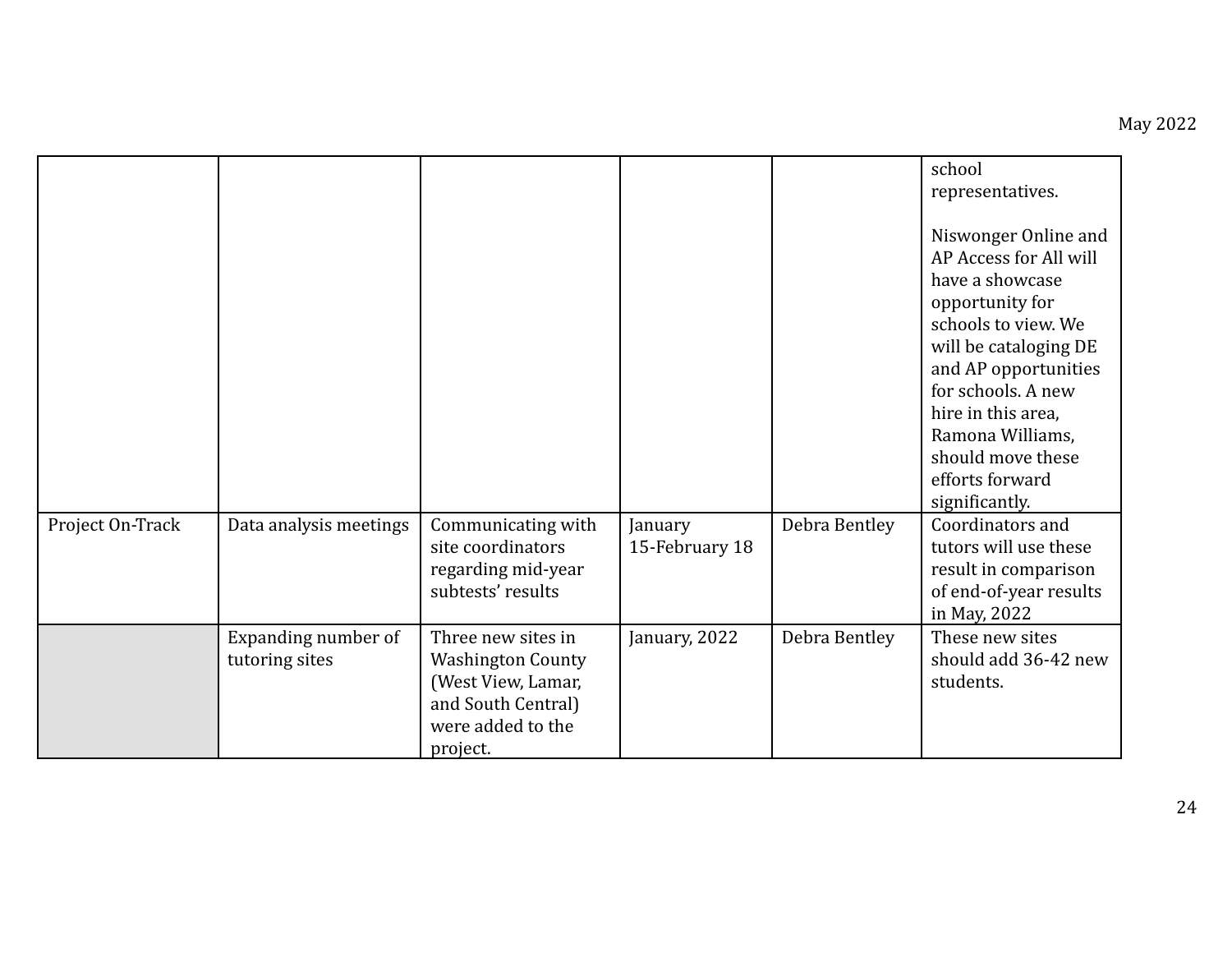| | | | | | |
|---|---|---|---|---|---|
| | | | | | school representatives.<br><br>Niswonger Online and AP Access for All will have a showcase opportunity for schools to view. We will be cataloging DE and AP opportunities for schools. A new hire in this area, Ramona Williams, should move these efforts forward significantly. |
| Project On-Track | Data analysis meetings | Communicating with site coordinators regarding mid-year subtests' results | January 15-February 18 | Debra Bentley | Coordinators and tutors will use these result in comparison of end-of-year results in May, 2022 |
| | Expanding number of tutoring sites | Three new sites in Washington County (West View, Lamar, and South Central) were added to the project. | January, 2022 | Debra Bentley | These new sites should add 36-42 new students. |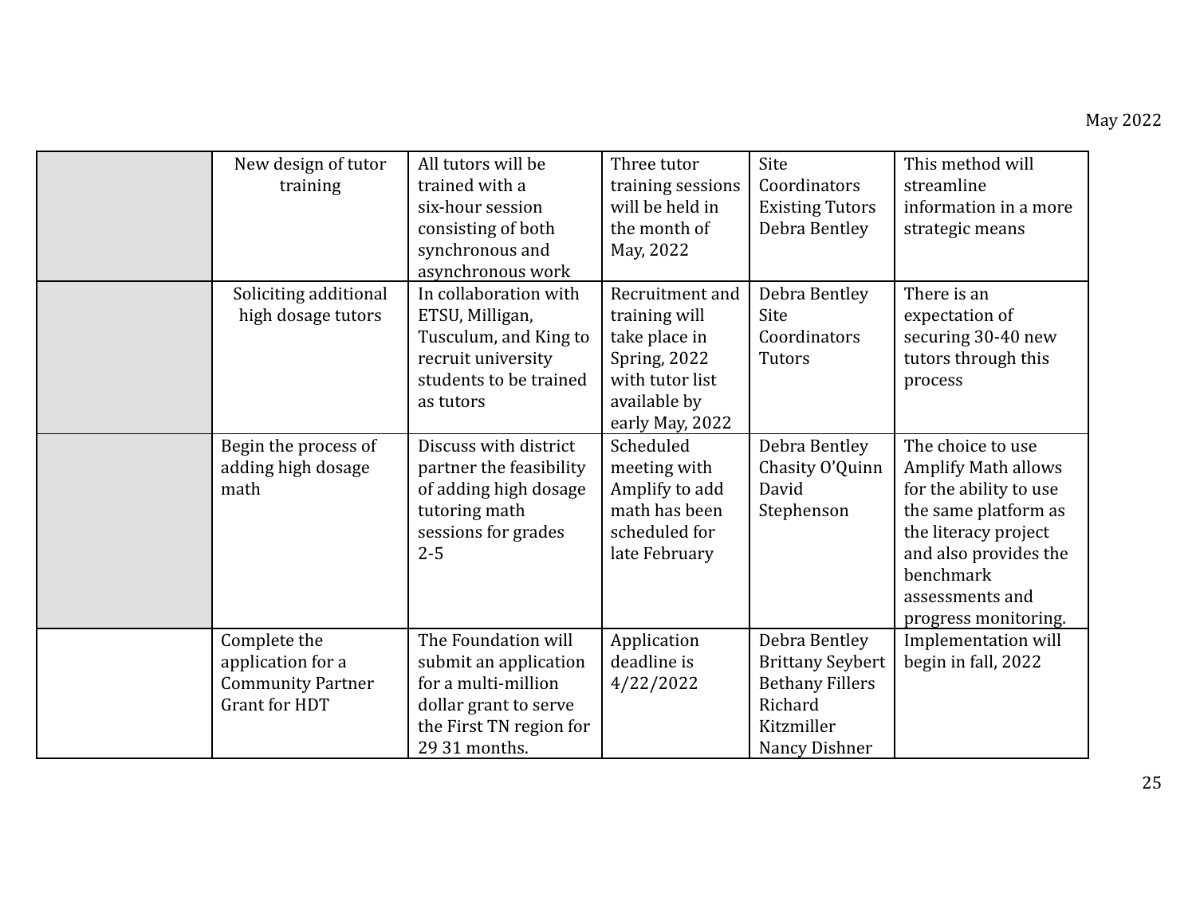| | | | | | |
|---|---|---|---|---|---|
| | New design of tutor training | All tutors will be trained with a six-hour session consisting of both synchronous and asynchronous work | Three tutor training sessions will be held in the month of May, 2022 | Site Coordinators Existing Tutors Debra Bentley | This method will streamline information in a more strategic means |
| | Soliciting additional high dosage tutors | In collaboration with ETSU, Milligan, Tusculum, and King to recruit university students to be trained as tutors | Recruitment and training will take place in Spring, 2022 with tutor list available by early May, 2022 | Debra Bentley Site Coordinators Tutors | There is an expectation of securing 30-40 new tutors through this process |
| | Begin the process of adding high dosage math | Discuss with district partner the feasibility of adding high dosage tutoring math sessions for grades 2-5 | Scheduled meeting with Amplify to add math has been scheduled for late February | Debra Bentley Chasity O'Quinn David Stephenson | The choice to use Amplify Math allows for the ability to use the same platform as the literacy project and also provides the benchmark assessments and progress monitoring. |
| | Complete the application for a Community Partner Grant for HDT | The Foundation will submit an application for a multi-million dollar grant to serve the First TN region for 29 31 months. | Application deadline is 4/22/2022 | Debra Bentley Brittany Seybert Bethany Fillers Richard Kitzmiller Nancy Dishner | Implementation will begin in fall, 2022 |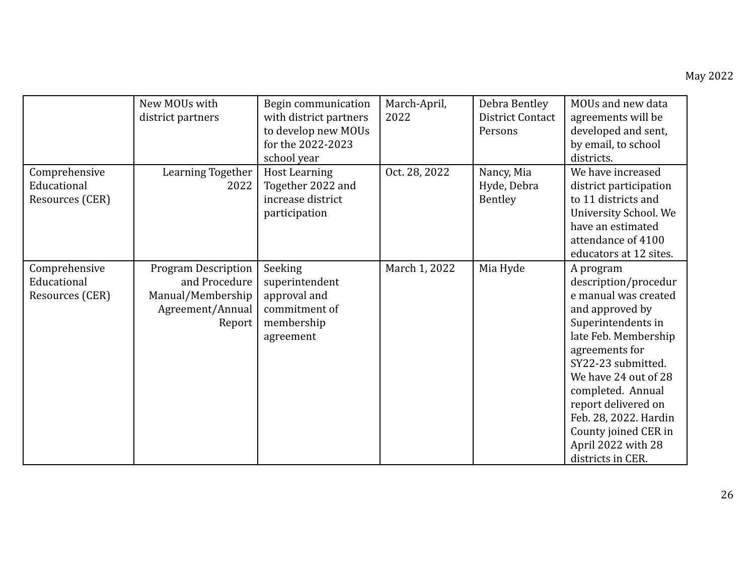| | | | | | |
|---|---|---|---|---|---|
| | New MOUs with district partners | Begin communication with district partners to develop new MOUs for the 2022-2023 school year | March-April, 2022 | Debra Bentley District Contact Persons | MOUs and new data agreements will be developed and sent, by email, to school districts. |
| Comprehensive Educational Resources (CER) | Learning Together 2022 | Host Learning Together 2022 and increase district participation | Oct. 28, 2022 | Nancy, Mia Hyde, Debra Bentley | We have increased district participation to 11 districts and University School. We have an estimated attendance of 4100 educators at 12 sites. |
| Comprehensive Educational Resources (CER) | Program Description and Procedure Manual/Membership Agreement/Annual Report | Seeking superintendent approval and commitment of membership agreement | March 1, 2022 | Mia Hyde | A program description/procedure manual was created and approved by Superintendents in late Feb. Membership agreements for SY22-23 submitted. We have 24 out of 28 completed. Annual report delivered on Feb. 28, 2022. Hardin County joined CER in April 2022 with 28 districts in CER. |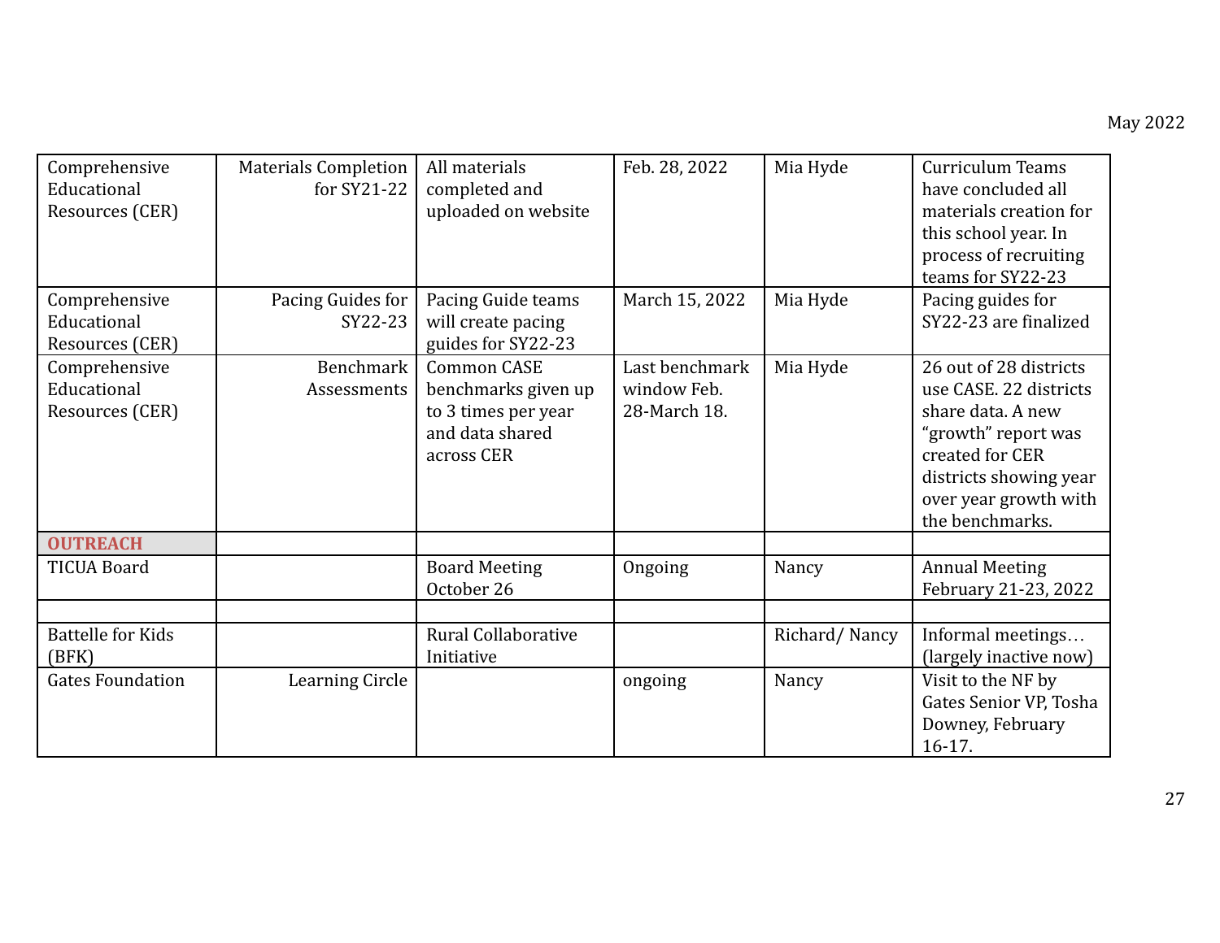| Comprehensive Educational Resources (CER) | Materials Completion for SY21-22 | All materials completed and uploaded on website | Feb. 28, 2022 | Mia Hyde | Curriculum Teams have concluded all materials creation for this school year. In process of recruiting teams for SY22-23 |
|---|---|---|---|---|---|
| Comprehensive Educational Resources (CER) | Pacing Guides for SY22-23 | Pacing Guide teams will create pacing guides for SY22-23 | March 15, 2022 | Mia Hyde | Pacing guides for SY22-23 are finalized |
| Comprehensive Educational Resources (CER) | Benchmark Assessments | Common CASE benchmarks given up to 3 times per year and data shared across CER | Last benchmark window Feb. 28-March 18. | Mia Hyde | 26 out of 28 districts use CASE. 22 districts share data. A new "growth" report was created for CER districts showing year over year growth with the benchmarks. |
| **OUTREACH** | | | | | |
| TICUA Board | | Board Meeting October 26 | Ongoing | Nancy | Annual Meeting February 21-23, 2022 |
| | | | | | |
| Battelle for Kids (BFK) | | Rural Collaborative Initiative | | Richard/ Nancy | Informal meetings… (largely inactive now) |
| Gates Foundation | Learning Circle | | ongoing | Nancy | Visit to the NF by Gates Senior VP, Tosha Downey, February 16-17. |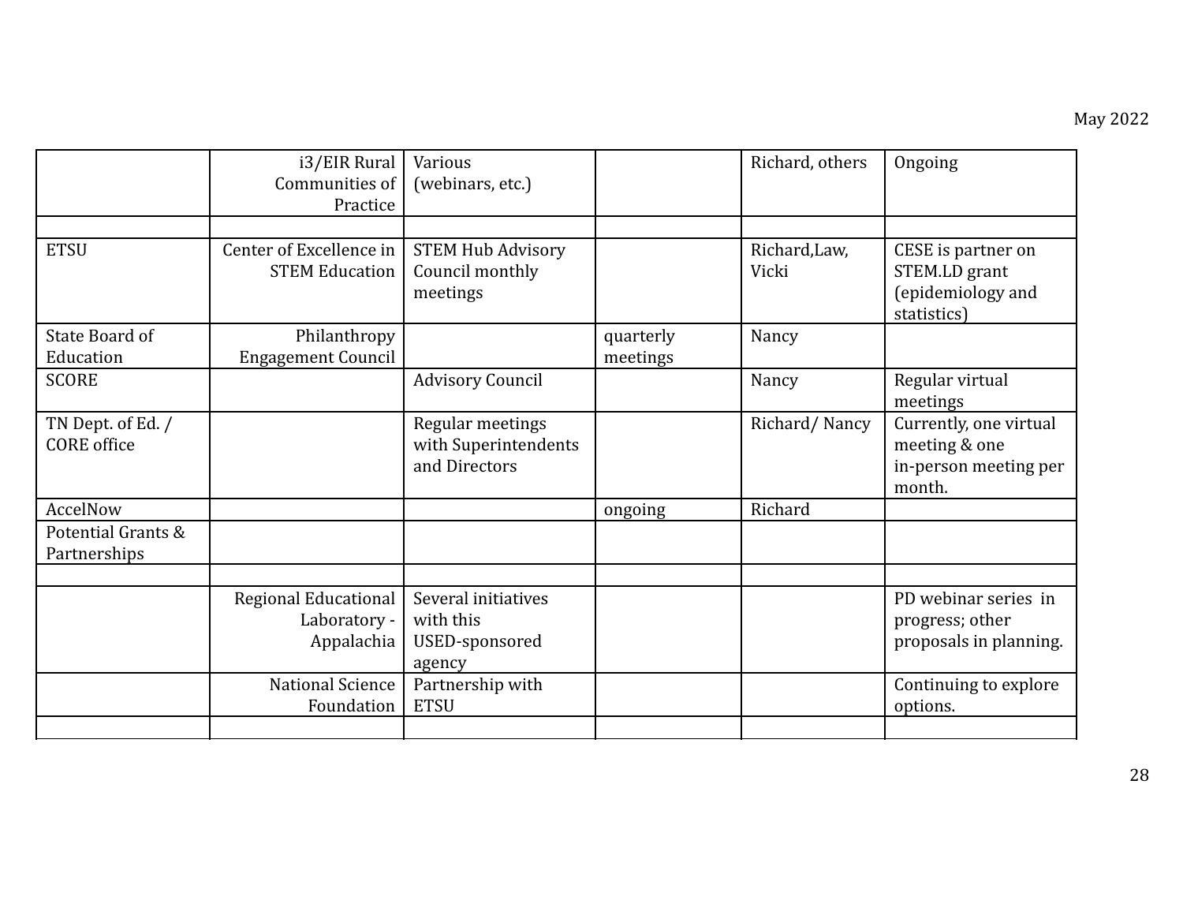May 2022

| | | | | | |
|---|---|---|---|---|---|
| | i3/EIR Rural Communities of Practice | Various (webinars, etc.) | | Richard, others | Ongoing |
| | | | | | |
| ETSU | Center of Excellence in STEM Education | STEM Hub Advisory Council monthly meetings | | Richard,Law, Vicki | CESE is partner on STEM.LD grant (epidemiology and statistics) |
| State Board of Education | Philanthropy Engagement Council | | quarterly meetings | Nancy | |
| SCORE | | Advisory Council | | Nancy | Regular virtual meetings |
| TN Dept. of Ed. / CORE office | | Regular meetings with Superintendents and Directors | | Richard/ Nancy | Currently, one virtual meeting & one in-person meeting per month. |
| AccelNow | | | ongoing | Richard | |
| Potential Grants & Partnerships | | | | | |
| | | | | | |
| | Regional Educational Laboratory - Appalachia | Several initiatives with this USED-sponsored agency | | | PD webinar series in progress; other proposals in planning. |
| | National Science Foundation | Partnership with ETSU | | | Continuing to explore options. |
| | | | | | |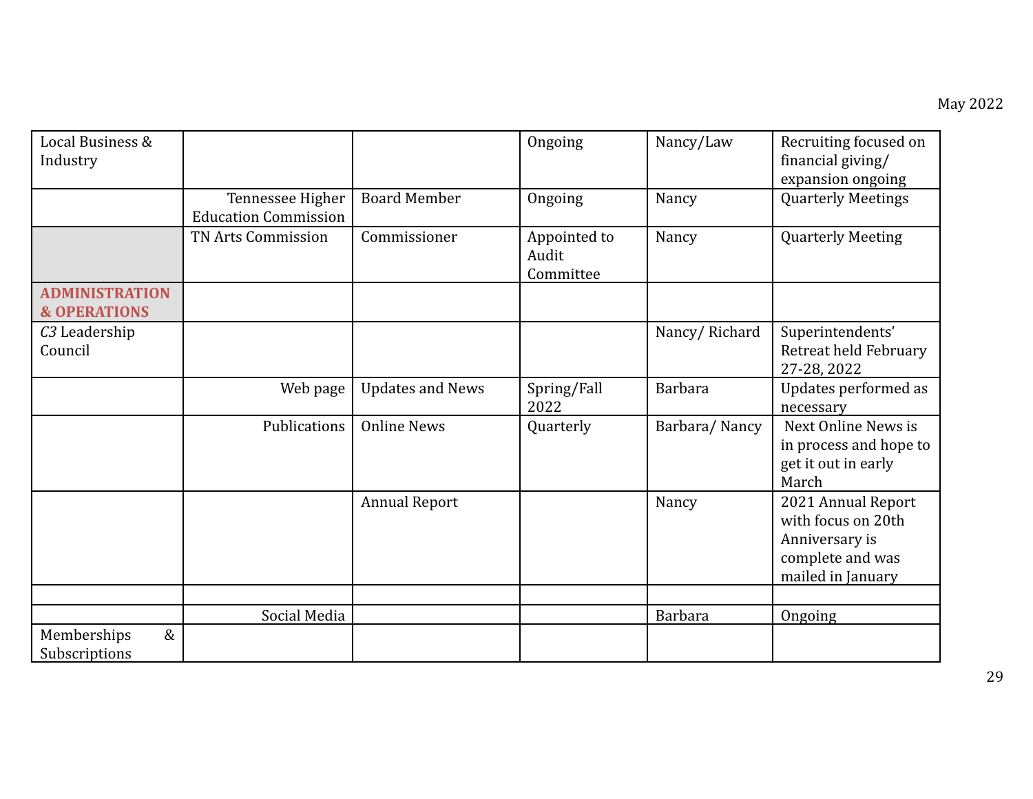| | | | | | |
|---|---|---|---|---|---|
| Local Business & Industry | | | Ongoing | Nancy/Law | Recruiting focused on financial giving/ expansion ongoing |
| | Tennessee Higher Education Commission | Board Member | Ongoing | Nancy | Quarterly Meetings |
| | TN Arts Commission | Commissioner | Appointed to Audit Committee | Nancy | Quarterly Meeting |
| **ADMINISTRATION & OPERATIONS** | | | | | |
| *C3* Leadership Council | | | | Nancy/ Richard | Superintendents' Retreat held February 27-28, 2022 |
| | Web page | Updates and News | Spring/Fall 2022 | Barbara | Updates performed as necessary |
| | Publications | Online News | Quarterly | Barbara/ Nancy | Next Online News is in process and hope to get it out in early March |
| | | Annual Report | | Nancy | 2021 Annual Report with focus on 20th Anniversary is complete and was mailed in January |
| | | | | | |
| | Social Media | | | Barbara | Ongoing |
| Memberships & Subscriptions | | | | | |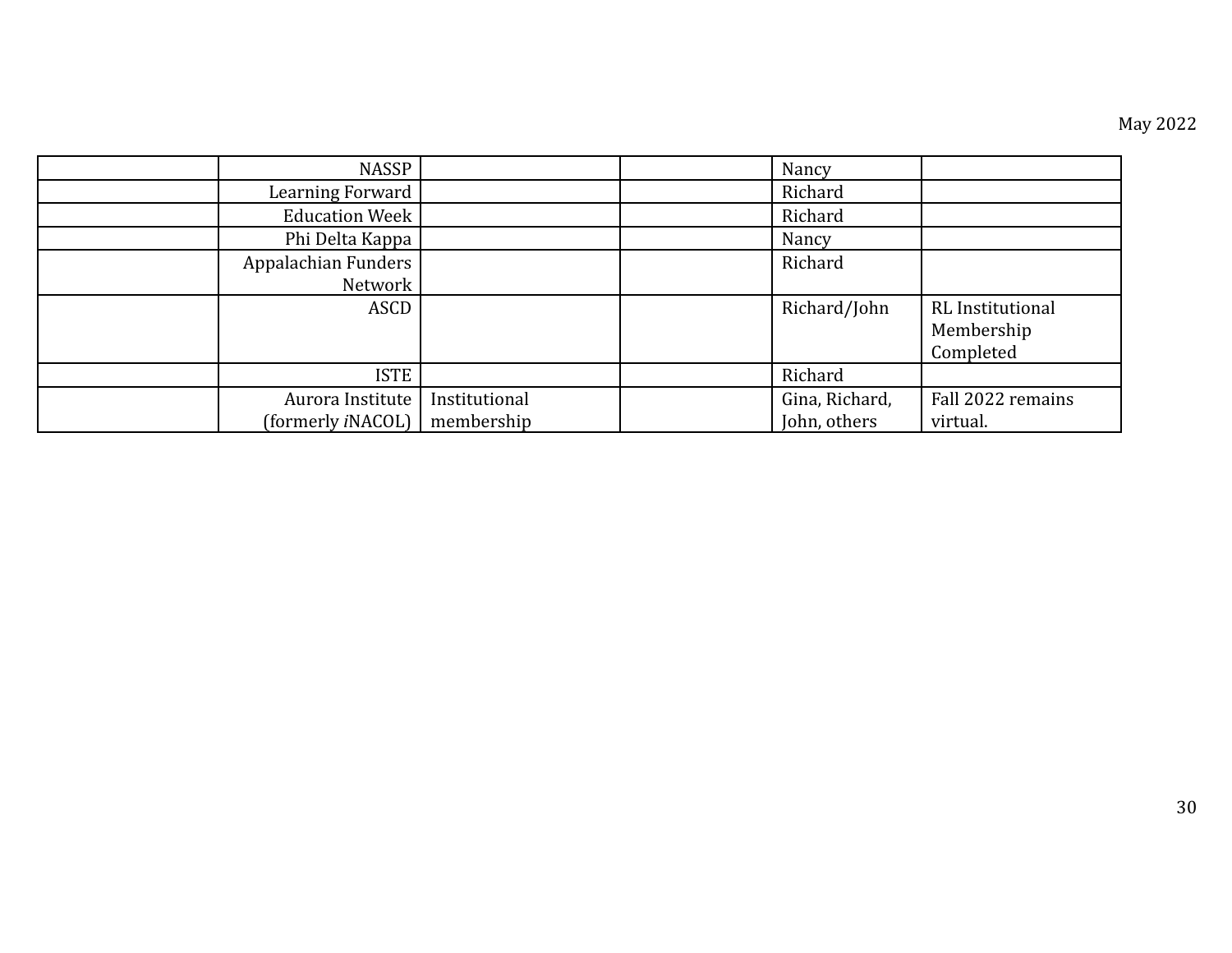| | | | | | |
|---|---|---|---|---|---|
| | NASSP | | | Nancy | |
| | Learning Forward | | | Richard | |
| | Education Week | | | Richard | |
| | Phi Delta Kappa | | | Nancy | |
| | Appalachian Funders Network | | | Richard | |
| | ASCD | | | Richard/John | RL Institutional Membership Completed |
| | ISTE | | | Richard | |
| | Aurora Institute (formerly *i*NACOL) | Institutional membership | | Gina, Richard, John, others | Fall 2022 remains virtual. |